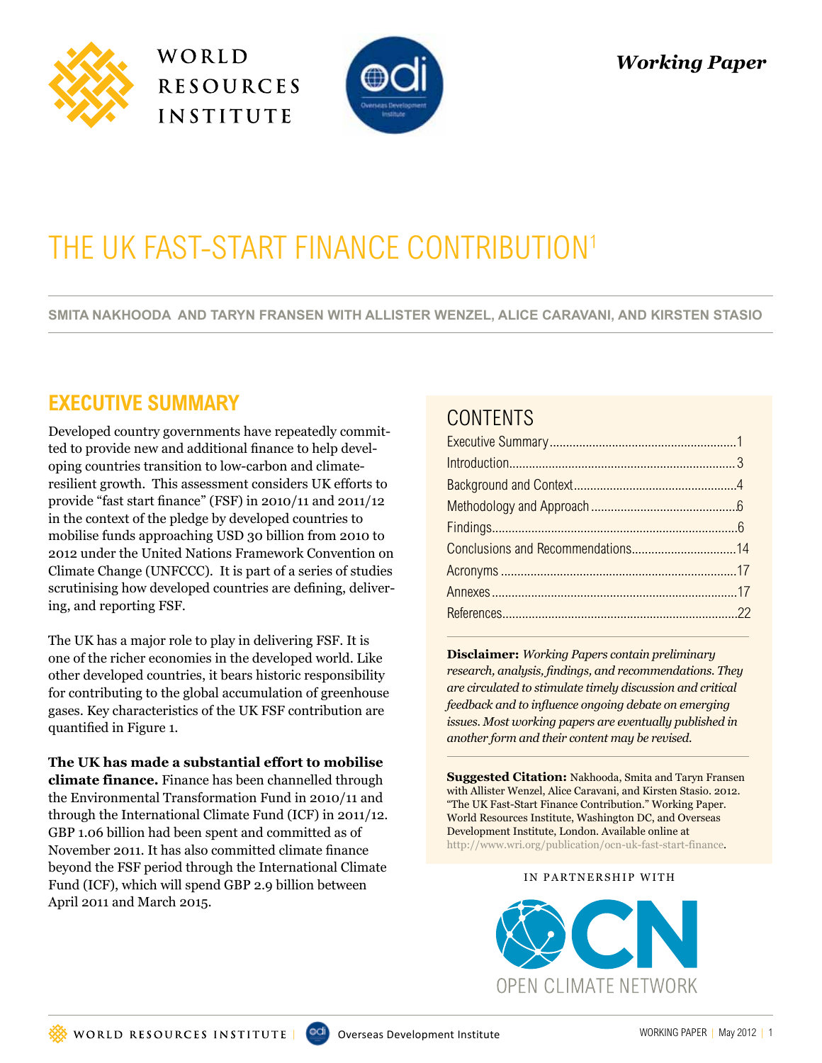*Working Paper*

# THE UK FAST-START FINANCE CONTRIBUTION[1]

**SMITA NAKHOODA AND TARYN FRANSEN WITH ALLISTER WENZEL, ALICE CARAVANI, AND KIRSTEN STASIO**

## EXECUTIVE SUMMARY

Developed country governments have repeatedly committed to provide new and additional finance to help developing countries transition to low-carbon and climate-resilient growth. This assessment considers UK efforts to provide "fast start finance" (FSF) in 2010/11 and 2011/12 in the context of the pledge by developed countries to mobilise funds approaching USD 30 billion from 2010 to 2012 under the United Nations Framework Convention on Climate Change (UNFCCC). It is part of a series of studies scrutinising how developed countries are defining, delivering, and reporting FSF.

The UK has a major role to play in delivering FSF. It is one of the richer economies in the developed world. Like other developed countries, it bears historic responsibility for contributing to the global accumulation of greenhouse gases. Key characteristics of the UK FSF contribution are quantified in Figure 1.

**The UK has made a substantial effort to mobilise climate finance.** Finance has been channelled through the Environmental Transformation Fund in 2010/11 and through the International Climate Fund (ICF) in 2011/12. GBP 1.06 billion had been spent and committed as of November 2011. It has also committed climate finance beyond the FSF period through the International Climate Fund (ICF), which will spend GBP 2.9 billion between April 2011 and March 2015.

## CONTENTS

- Executive Summary ........ 1
- Introduction ........ 3
- Background and Context ........ 4
- Methodology and Approach ........ 6
- Findings ........ 6
- Conclusions and Recommendations ........ 14
- Acronyms ........ 17
- Annexes ........ 17
- References ........ 22

**Disclaimer:** *Working Papers contain preliminary research, analysis, findings, and recommendations. They are circulated to stimulate timely discussion and critical feedback and to influence ongoing debate on emerging issues. Most working papers are eventually published in another form and their content may be revised.*

**Suggested Citation:** Nakhooda, Smita and Taryn Fransen with Allister Wenzel, Alice Caravani, and Kirsten Stasio. 2012. "The UK Fast-Start Finance Contribution." Working Paper. World Resources Institute, Washington DC, and Overseas Development Institute, London. Available online at http://www.wri.org/publication/ocn-uk-fast-start-finance.

IN PARTNERSHIP WITH

OPEN CLIMATE NETWORK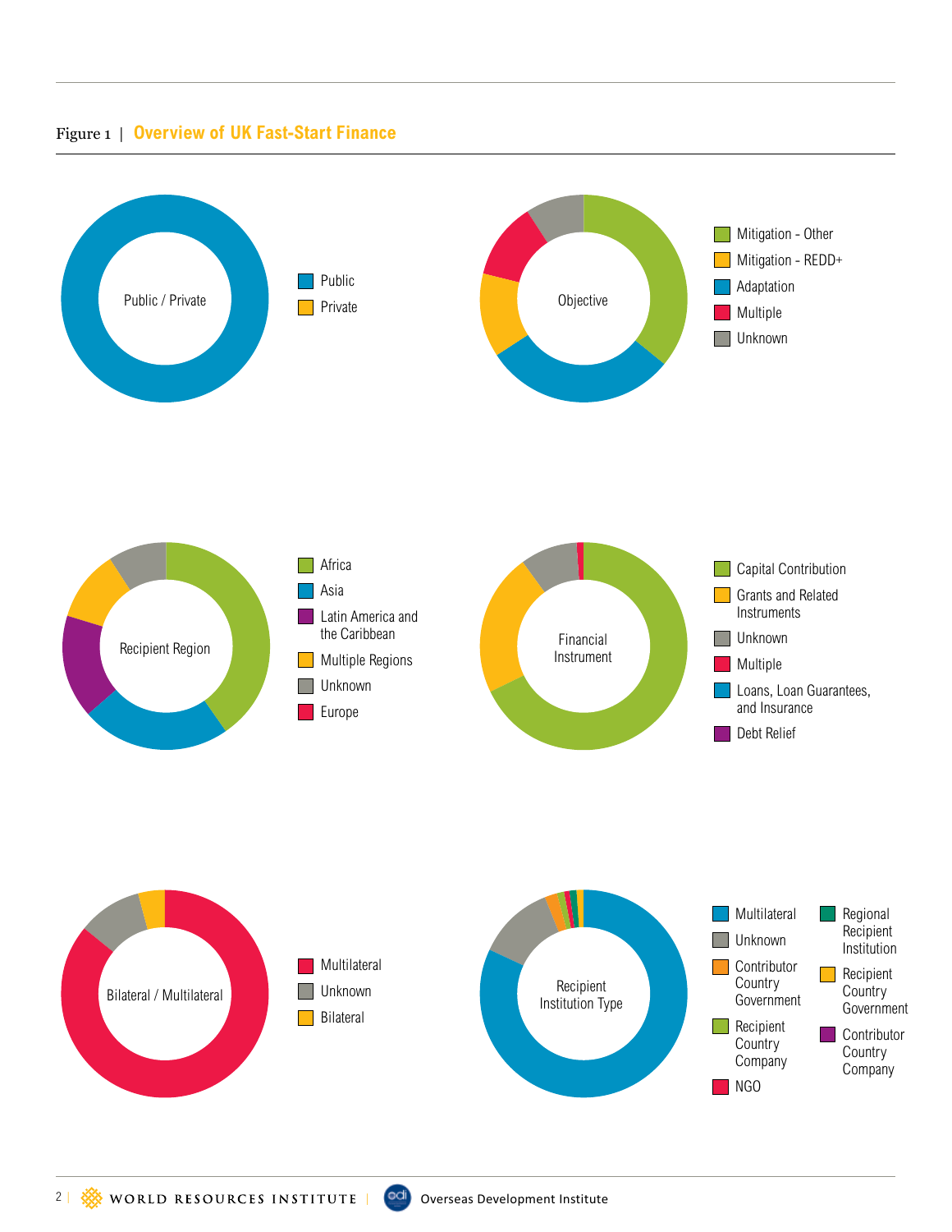Figure 1 | **Overview of UK Fast-Start Finance**

Public / Private

- Public
- Private

Objective

- Mitigation - Other
- Mitigation - REDD+
- Adaptation
- Multiple
- Unknown

Recipient Region

- Africa
- Asia
- Latin America and the Caribbean
- Multiple Regions
- Unknown
- Europe

Financial Instrument

- Capital Contribution
- Grants and Related Instruments
- Unknown
- Multiple
- Loans, Loan Guarantees, and Insurance
- Debt Relief

Bilateral / Multilateral

- Multilateral
- Unknown
- Bilateral

Recipient Institution Type

- Multilateral
- Unknown
- Contributor Country Government
- Recipient Country Company
- NGO
- Regional Recipient Institution
- Recipient Country Government
- Contributor Country Company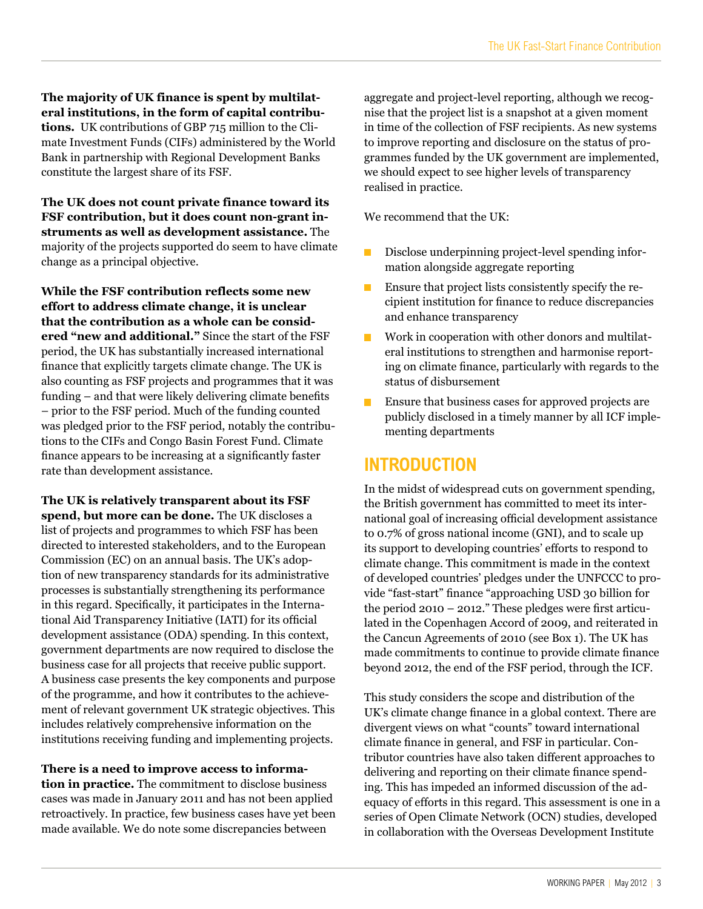**The majority of UK finance is spent by multilateral institutions, in the form of capital contributions.** UK contributions of GBP 715 million to the Climate Investment Funds (CIFs) administered by the World Bank in partnership with Regional Development Banks constitute the largest share of its FSF.

**The UK does not count private finance toward its FSF contribution, but it does count non-grant instruments as well as development assistance.** The majority of the projects supported do seem to have climate change as a principal objective.

**While the FSF contribution reflects some new effort to address climate change, it is unclear that the contribution as a whole can be considered "new and additional."** Since the start of the FSF period, the UK has substantially increased international finance that explicitly targets climate change. The UK is also counting as FSF projects and programmes that it was funding – and that were likely delivering climate benefits – prior to the FSF period. Much of the funding counted was pledged prior to the FSF period, notably the contributions to the CIFs and Congo Basin Forest Fund. Climate finance appears to be increasing at a significantly faster rate than development assistance.

**The UK is relatively transparent about its FSF spend, but more can be done.** The UK discloses a list of projects and programmes to which FSF has been directed to interested stakeholders, and to the European Commission (EC) on an annual basis. The UK's adoption of new transparency standards for its administrative processes is substantially strengthening its performance in this regard. Specifically, it participates in the International Aid Transparency Initiative (IATI) for its official development assistance (ODA) spending. In this context, government departments are now required to disclose the business case for all projects that receive public support. A business case presents the key components and purpose of the programme, and how it contributes to the achievement of relevant government UK strategic objectives. This includes relatively comprehensive information on the institutions receiving funding and implementing projects.

**There is a need to improve access to information in practice.** The commitment to disclose business cases was made in January 2011 and has not been applied retroactively. In practice, few business cases have yet been made available. We do note some discrepancies between aggregate and project-level reporting, although we recognise that the project list is a snapshot at a given moment in time of the collection of FSF recipients. As new systems to improve reporting and disclosure on the status of programmes funded by the UK government are implemented, we should expect to see higher levels of transparency realised in practice.

We recommend that the UK:

- Disclose underpinning project-level spending information alongside aggregate reporting
- Ensure that project lists consistently specify the recipient institution for finance to reduce discrepancies and enhance transparency
- Work in cooperation with other donors and multilateral institutions to strengthen and harmonise reporting on climate finance, particularly with regards to the status of disbursement
- Ensure that business cases for approved projects are publicly disclosed in a timely manner by all ICF implementing departments

## INTRODUCTION

In the midst of widespread cuts on government spending, the British government has committed to meet its international goal of increasing official development assistance to 0.7% of gross national income (GNI), and to scale up its support to developing countries' efforts to respond to climate change. This commitment is made in the context of developed countries' pledges under the UNFCCC to provide "fast-start" finance "approaching USD 30 billion for the period 2010 – 2012." These pledges were first articulated in the Copenhagen Accord of 2009, and reiterated in the Cancun Agreements of 2010 (see Box 1). The UK has made commitments to continue to provide climate finance beyond 2012, the end of the FSF period, through the ICF.

This study considers the scope and distribution of the UK's climate change finance in a global context. There are divergent views on what "counts" toward international climate finance in general, and FSF in particular. Contributor countries have also taken different approaches to delivering and reporting on their climate finance spending. This has impeded an informed discussion of the adequacy of efforts in this regard. This assessment is one in a series of Open Climate Network (OCN) studies, developed in collaboration with the Overseas Development Institute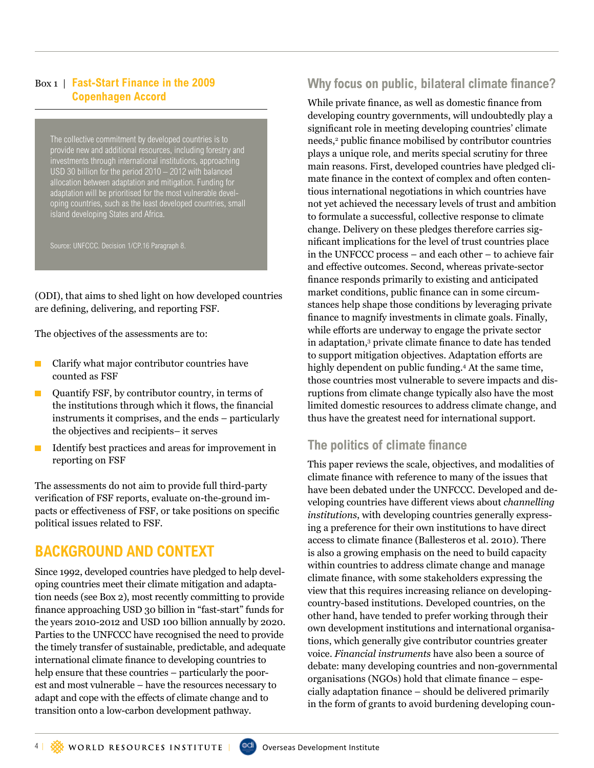**Box 1 | Fast-Start Finance in the 2009 Copenhagen Accord**

> The collective commitment by developed countries is to provide new and additional resources, including forestry and investments through international institutions, approaching USD 30 billion for the period 2010 – 2012 with balanced allocation between adaptation and mitigation. Funding for adaptation will be prioritised for the most vulnerable developing countries, such as the least developed countries, small island developing States and Africa.
>
> Source: UNFCCC. Decision 1/CP.16 Paragraph 8.

(ODI), that aims to shed light on how developed countries are defining, delivering, and reporting FSF.

The objectives of the assessments are to:

- Clarify what major contributor countries have counted as FSF
- Quantify FSF, by contributor country, in terms of the institutions through which it flows, the financial instruments it comprises, and the ends – particularly the objectives and recipients– it serves
- Identify best practices and areas for improvement in reporting on FSF

The assessments do not aim to provide full third-party verification of FSF reports, evaluate on-the-ground impacts or effectiveness of FSF, or take positions on specific political issues related to FSF.

## BACKGROUND AND CONTEXT

Since 1992, developed countries have pledged to help developing countries meet their climate mitigation and adaptation needs (see Box 2), most recently committing to provide finance approaching USD 30 billion in "fast-start" funds for the years 2010-2012 and USD 100 billion annually by 2020. Parties to the UNFCCC have recognised the need to provide the timely transfer of sustainable, predictable, and adequate international climate finance to developing countries to help ensure that these countries – particularly the poorest and most vulnerable – have the resources necessary to adapt and cope with the effects of climate change and to transition onto a low-carbon development pathway.

### Why focus on public, bilateral climate finance?

While private finance, as well as domestic finance from developing country governments, will undoubtedly play a significant role in meeting developing countries' climate needs,[2] public finance mobilised by contributor countries plays a unique role, and merits special scrutiny for three main reasons. First, developed countries have pledged climate finance in the context of complex and often contentious international negotiations in which countries have not yet achieved the necessary levels of trust and ambition to formulate a successful, collective response to climate change. Delivery on these pledges therefore carries significant implications for the level of trust countries place in the UNFCCC process – and each other – to achieve fair and effective outcomes. Second, whereas private-sector finance responds primarily to existing and anticipated market conditions, public finance can in some circumstances help shape those conditions by leveraging private finance to magnify investments in climate goals. Finally, while efforts are underway to engage the private sector in adaptation,[3] private climate finance to date has tended to support mitigation objectives. Adaptation efforts are highly dependent on public funding.[4] At the same time, those countries most vulnerable to severe impacts and disruptions from climate change typically also have the most limited domestic resources to address climate change, and thus have the greatest need for international support.

### The politics of climate finance

This paper reviews the scale, objectives, and modalities of climate finance with reference to many of the issues that have been debated under the UNFCCC. Developed and developing countries have different views about *channelling institutions*, with developing countries generally expressing a preference for their own institutions to have direct access to climate finance (Ballesteros et al. 2010). There is also a growing emphasis on the need to build capacity within countries to address climate change and manage climate finance, with some stakeholders expressing the view that this requires increasing reliance on developing-country-based institutions. Developed countries, on the other hand, have tended to prefer working through their own development institutions and international organisations, which generally give contributor countries greater voice. *Financial instruments* have also been a source of debate: many developing countries and non-governmental organisations (NGOs) hold that climate finance – especially adaptation finance – should be delivered primarily in the form of grants to avoid burdening developing coun-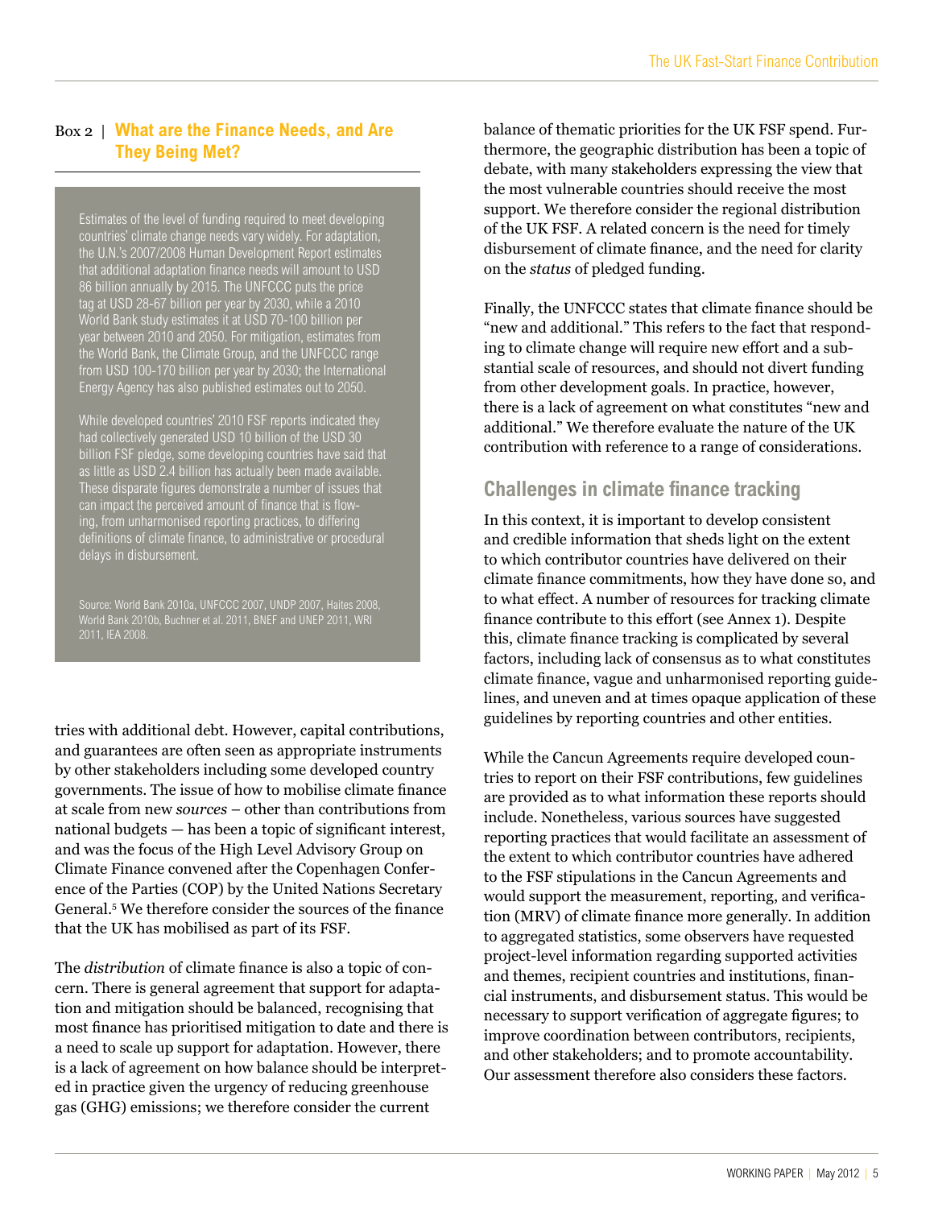### Box 2 | What are the Finance Needs, and Are They Being Met?

Estimates of the level of funding required to meet developing countries' climate change needs vary widely. For adaptation, the U.N.'s 2007/2008 Human Development Report estimates that additional adaptation finance needs will amount to USD 86 billion annually by 2015. The UNFCCC puts the price tag at USD 28-67 billion per year by 2030, while a 2010 World Bank study estimates it at USD 70-100 billion per year between 2010 and 2050. For mitigation, estimates from the World Bank, the Climate Group, and the UNFCCC range from USD 100-170 billion per year by 2030; the International Energy Agency has also published estimates out to 2050.

While developed countries' 2010 FSF reports indicated they had collectively generated USD 10 billion of the USD 30 billion FSF pledge, some developing countries have said that as little as USD 2.4 billion has actually been made available. These disparate figures demonstrate a number of issues that can impact the perceived amount of finance that is flowing, from unharmonised reporting practices, to differing definitions of climate finance, to administrative or procedural delays in disbursement.

Source: World Bank 2010a, UNFCCC 2007, UNDP 2007, Haites 2008, World Bank 2010b, Buchner et al. 2011, BNEF and UNEP 2011, WRI 2011, IEA 2008.

tries with additional debt. However, capital contributions, and guarantees are often seen as appropriate instruments by other stakeholders including some developed country governments. The issue of how to mobilise climate finance at scale from new *sources* – other than contributions from national budgets — has been a topic of significant interest, and was the focus of the High Level Advisory Group on Climate Finance convened after the Copenhagen Conference of the Parties (COP) by the United Nations Secretary General.[5] We therefore consider the sources of the finance that the UK has mobilised as part of its FSF.

The *distribution* of climate finance is also a topic of concern. There is general agreement that support for adaptation and mitigation should be balanced, recognising that most finance has prioritised mitigation to date and there is a need to scale up support for adaptation. However, there is a lack of agreement on how balance should be interpreted in practice given the urgency of reducing greenhouse gas (GHG) emissions; we therefore consider the current balance of thematic priorities for the UK FSF spend. Furthermore, the geographic distribution has been a topic of debate, with many stakeholders expressing the view that the most vulnerable countries should receive the most support. We therefore consider the regional distribution of the UK FSF. A related concern is the need for timely disbursement of climate finance, and the need for clarity on the *status* of pledged funding.

Finally, the UNFCCC states that climate finance should be "new and additional." This refers to the fact that responding to climate change will require new effort and a substantial scale of resources, and should not divert funding from other development goals. In practice, however, there is a lack of agreement on what constitutes "new and additional." We therefore evaluate the nature of the UK contribution with reference to a range of considerations.

## Challenges in climate finance tracking

In this context, it is important to develop consistent and credible information that sheds light on the extent to which contributor countries have delivered on their climate finance commitments, how they have done so, and to what effect. A number of resources for tracking climate finance contribute to this effort (see Annex 1). Despite this, climate finance tracking is complicated by several factors, including lack of consensus as to what constitutes climate finance, vague and unharmonised reporting guidelines, and uneven and at times opaque application of these guidelines by reporting countries and other entities.

While the Cancun Agreements require developed countries to report on their FSF contributions, few guidelines are provided as to what information these reports should include. Nonetheless, various sources have suggested reporting practices that would facilitate an assessment of the extent to which contributor countries have adhered to the FSF stipulations in the Cancun Agreements and would support the measurement, reporting, and verification (MRV) of climate finance more generally. In addition to aggregated statistics, some observers have requested project-level information regarding supported activities and themes, recipient countries and institutions, financial instruments, and disbursement status. This would be necessary to support verification of aggregate figures; to improve coordination between contributors, recipients, and other stakeholders; and to promote accountability. Our assessment therefore also considers these factors.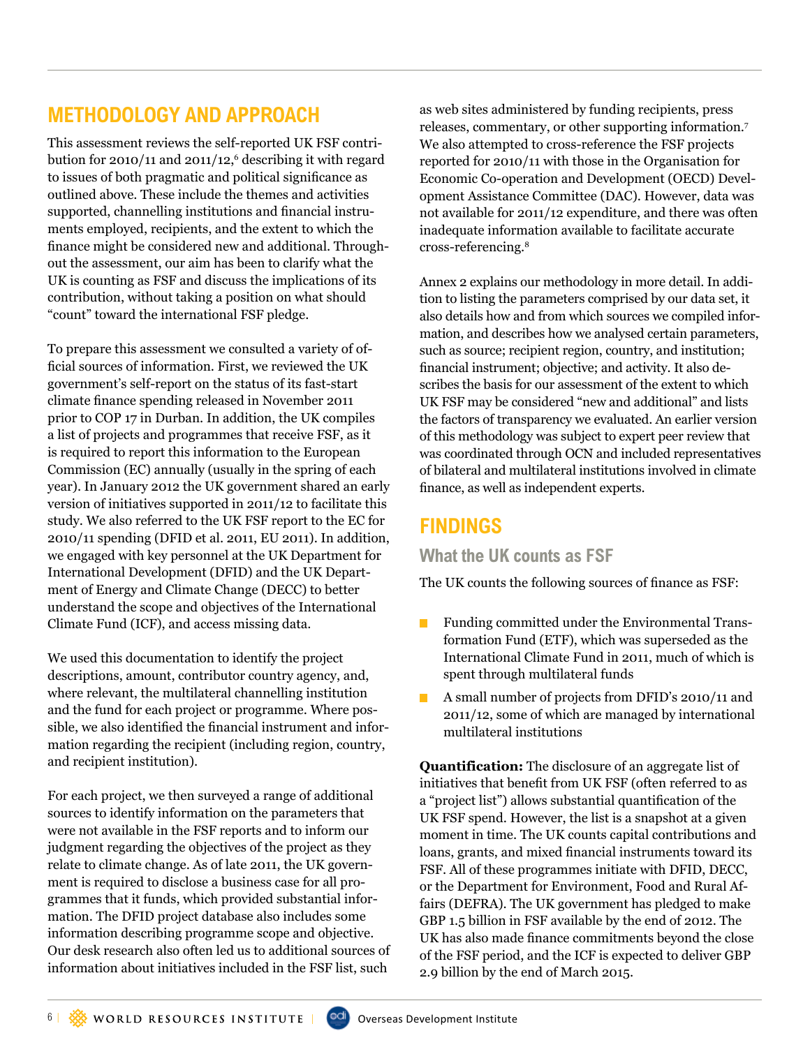## METHODOLOGY AND APPROACH

This assessment reviews the self-reported UK FSF contribution for 2010/11 and 2011/12,[6] describing it with regard to issues of both pragmatic and political significance as outlined above. These include the themes and activities supported, channelling institutions and financial instruments employed, recipients, and the extent to which the finance might be considered new and additional. Throughout the assessment, our aim has been to clarify what the UK is counting as FSF and discuss the implications of its contribution, without taking a position on what should "count" toward the international FSF pledge.

To prepare this assessment we consulted a variety of official sources of information. First, we reviewed the UK government's self-report on the status of its fast-start climate finance spending released in November 2011 prior to COP 17 in Durban. In addition, the UK compiles a list of projects and programmes that receive FSF, as it is required to report this information to the European Commission (EC) annually (usually in the spring of each year). In January 2012 the UK government shared an early version of initiatives supported in 2011/12 to facilitate this study. We also referred to the UK FSF report to the EC for 2010/11 spending (DFID et al. 2011, EU 2011). In addition, we engaged with key personnel at the UK Department for International Development (DFID) and the UK Department of Energy and Climate Change (DECC) to better understand the scope and objectives of the International Climate Fund (ICF), and access missing data.

We used this documentation to identify the project descriptions, amount, contributor country agency, and, where relevant, the multilateral channelling institution and the fund for each project or programme. Where possible, we also identified the financial instrument and information regarding the recipient (including region, country, and recipient institution).

For each project, we then surveyed a range of additional sources to identify information on the parameters that were not available in the FSF reports and to inform our judgment regarding the objectives of the project as they relate to climate change. As of late 2011, the UK government is required to disclose a business case for all programmes that it funds, which provided substantial information. The DFID project database also includes some information describing programme scope and objective. Our desk research also often led us to additional sources of information about initiatives included in the FSF list, such as web sites administered by funding recipients, press releases, commentary, or other supporting information.[7] We also attempted to cross-reference the FSF projects reported for 2010/11 with those in the Organisation for Economic Co-operation and Development (OECD) Development Assistance Committee (DAC). However, data was not available for 2011/12 expenditure, and there was often inadequate information available to facilitate accurate cross-referencing.[8]

Annex 2 explains our methodology in more detail. In addition to listing the parameters comprised by our data set, it also details how and from which sources we compiled information, and describes how we analysed certain parameters, such as source; recipient region, country, and institution; financial instrument; objective; and activity. It also describes the basis for our assessment of the extent to which UK FSF may be considered "new and additional" and lists the factors of transparency we evaluated. An earlier version of this methodology was subject to expert peer review that was coordinated through OCN and included representatives of bilateral and multilateral institutions involved in climate finance, as well as independent experts.

## FINDINGS

### What the UK counts as FSF

The UK counts the following sources of finance as FSF:

- Funding committed under the Environmental Transformation Fund (ETF), which was superseded as the International Climate Fund in 2011, much of which is spent through multilateral funds
- A small number of projects from DFID's 2010/11 and 2011/12, some of which are managed by international multilateral institutions

**Quantification:** The disclosure of an aggregate list of initiatives that benefit from UK FSF (often referred to as a "project list") allows substantial quantification of the UK FSF spend. However, the list is a snapshot at a given moment in time. The UK counts capital contributions and loans, grants, and mixed financial instruments toward its FSF. All of these programmes initiate with DFID, DECC, or the Department for Environment, Food and Rural Affairs (DEFRA). The UK government has pledged to make GBP 1.5 billion in FSF available by the end of 2012. The UK has also made finance commitments beyond the close of the FSF period, and the ICF is expected to deliver GBP 2.9 billion by the end of March 2015.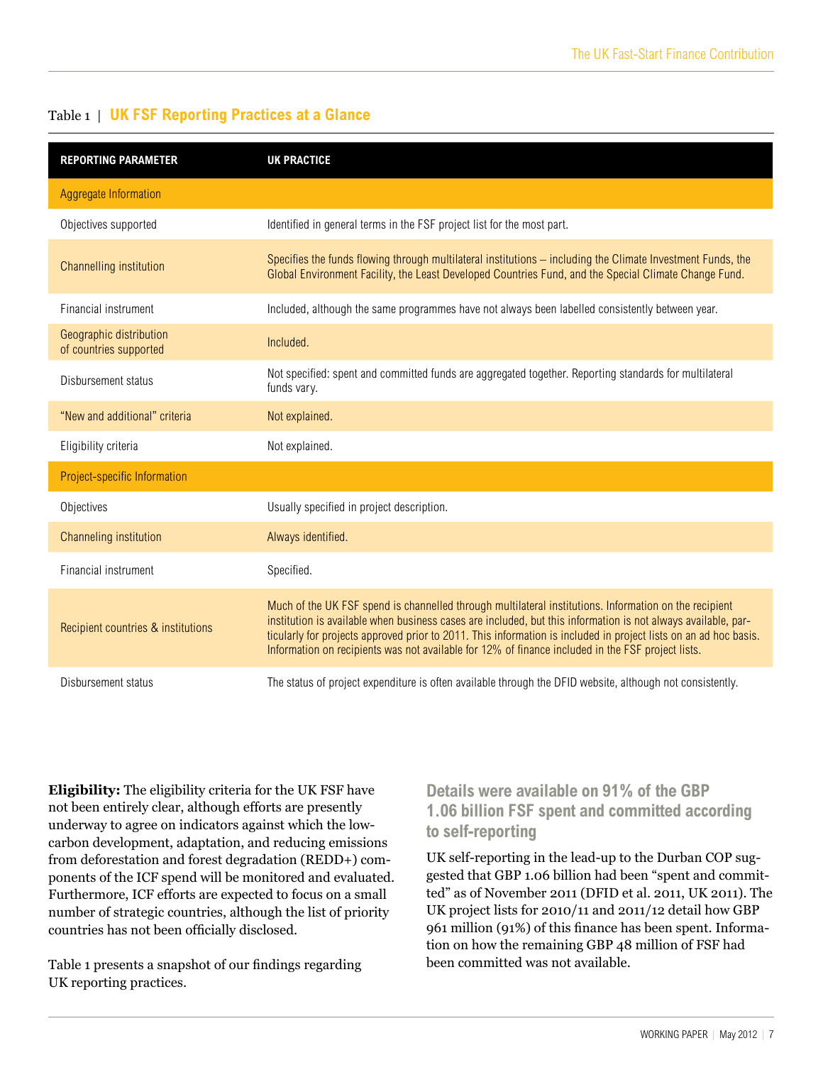Table 1 | **UK FSF Reporting Practices at a Glance**

| REPORTING PARAMETER | UK PRACTICE |
|---|---|
| **Aggregate Information** | |
| Objectives supported | Identified in general terms in the FSF project list for the most part. |
| Channelling institution | Specifies the funds flowing through multilateral institutions – including the Climate Investment Funds, the Global Environment Facility, the Least Developed Countries Fund, and the Special Climate Change Fund. |
| Financial instrument | Included, although the same programmes have not always been labelled consistently between year. |
| Geographic distribution of countries supported | Included. |
| Disbursement status | Not specified: spent and committed funds are aggregated together. Reporting standards for multilateral funds vary. |
| "New and additional" criteria | Not explained. |
| Eligibility criteria | Not explained. |
| **Project-specific Information** | |
| Objectives | Usually specified in project description. |
| Channeling institution | Always identified. |
| Financial instrument | Specified. |
| Recipient countries & institutions | Much of the UK FSF spend is channelled through multilateral institutions. Information on the recipient institution is available when business cases are included, but this information is not always available, particularly for projects approved prior to 2011. This information is included in project lists on an ad hoc basis. Information on recipients was not available for 12% of finance included in the FSF project lists. |
| Disbursement status | The status of project expenditure is often available through the DFID website, although not consistently. |

**Eligibility:** The eligibility criteria for the UK FSF have not been entirely clear, although efforts are presently underway to agree on indicators against which the low-carbon development, adaptation, and reducing emissions from deforestation and forest degradation (REDD+) components of the ICF spend will be monitored and evaluated. Furthermore, ICF efforts are expected to focus on a small number of strategic countries, although the list of priority countries has not been officially disclosed.

Table 1 presents a snapshot of our findings regarding UK reporting practices.

## Details were available on 91% of the GBP 1.06 billion FSF spent and committed according to self-reporting

UK self-reporting in the lead-up to the Durban COP suggested that GBP 1.06 billion had been "spent and committed" as of November 2011 (DFID et al. 2011, UK 2011). The UK project lists for 2010/11 and 2011/12 detail how GBP 961 million (91%) of this finance has been spent. Information on how the remaining GBP 48 million of FSF had been committed was not available.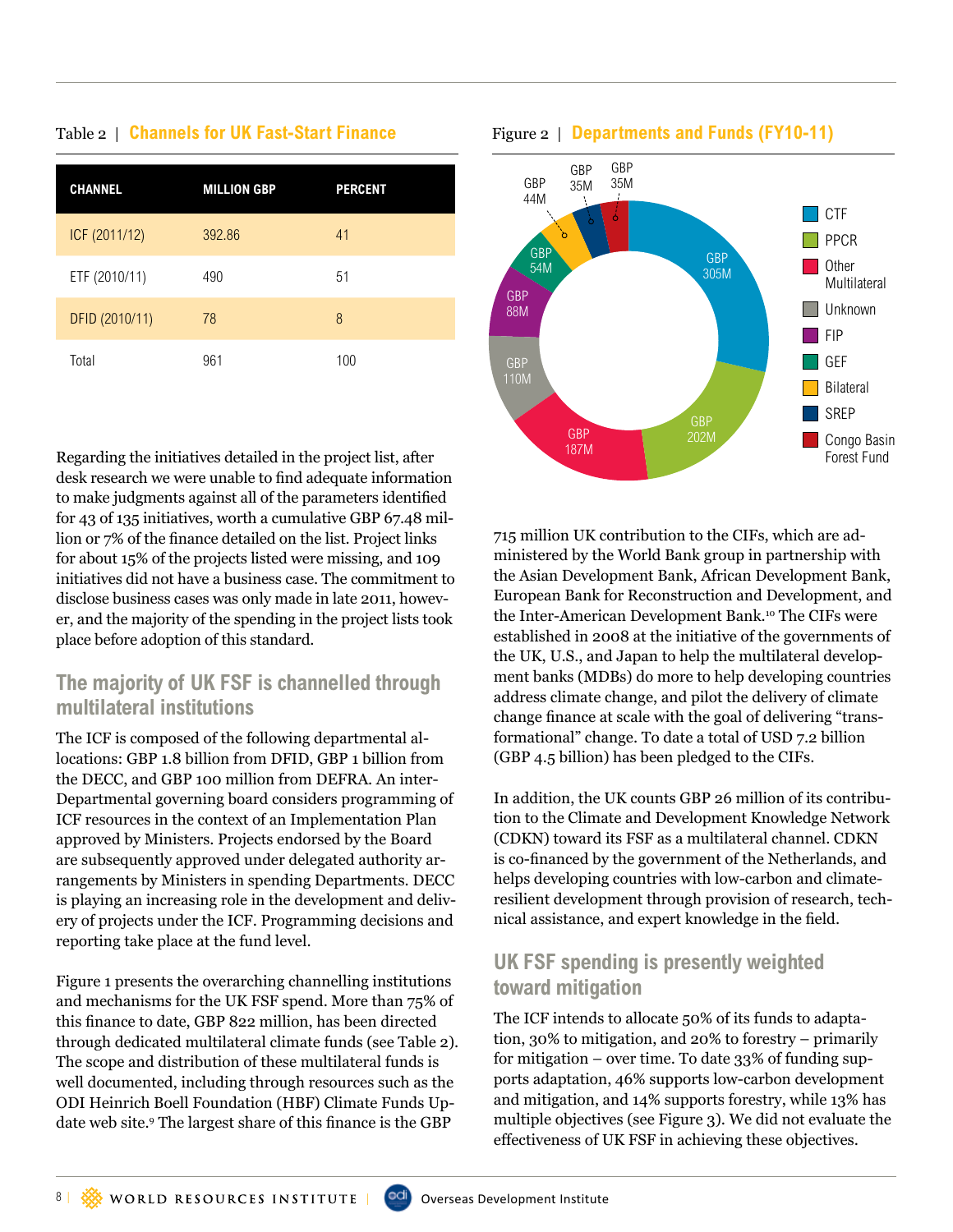Table 2 | **Channels for UK Fast-Start Finance**

| CHANNEL | MILLION GBP | PERCENT |
|---|---|---|
| ICF (2011/12) | 392.86 | 41 |
| ETF (2010/11) | 490 | 51 |
| DFID (2010/11) | 78 | 8 |
| Total | 961 | 100 |

Figure 2 | **Departments and Funds (FY10-11)**

| Fund | Amount |
|---|---|
| CTF | GBP 305M |
| PPCR | GBP 202M |
| Other Multilateral | GBP 187M |
| Unknown | GBP 110M |
| FIP | GBP 88M |
| GEF | GBP 54M |
| Bilateral | GBP 44M |
| SREP | GBP 35M |
| Congo Basin Forest Fund | GBP 35M |

Regarding the initiatives detailed in the project list, after desk research we were unable to find adequate information to make judgments against all of the parameters identified for 43 of 135 initiatives, worth a cumulative GBP 67.48 million or 7% of the finance detailed on the list. Project links for about 15% of the projects listed were missing, and 109 initiatives did not have a business case. The commitment to disclose business cases was only made in late 2011, however, and the majority of the spending in the project lists took place before adoption of this standard.

## The majority of UK FSF is channelled through multilateral institutions

The ICF is composed of the following departmental allocations: GBP 1.8 billion from DFID, GBP 1 billion from the DECC, and GBP 100 million from DEFRA. An inter-Departmental governing board considers programming of ICF resources in the context of an Implementation Plan approved by Ministers. Projects endorsed by the Board are subsequently approved under delegated authority arrangements by Ministers in spending Departments. DECC is playing an increasing role in the development and delivery of projects under the ICF. Programming decisions and reporting take place at the fund level.

Figure 1 presents the overarching channelling institutions and mechanisms for the UK FSF spend. More than 75% of this finance to date, GBP 822 million, has been directed through dedicated multilateral climate funds (see Table 2). The scope and distribution of these multilateral funds is well documented, including through resources such as the ODI Heinrich Boell Foundation (HBF) Climate Funds Update web site.[9] The largest share of this finance is the GBP 715 million UK contribution to the CIFs, which are administered by the World Bank group in partnership with the Asian Development Bank, African Development Bank, European Bank for Reconstruction and Development, and the Inter-American Development Bank.[10] The CIFs were established in 2008 at the initiative of the governments of the UK, U.S., and Japan to help the multilateral development banks (MDBs) do more to help developing countries address climate change, and pilot the delivery of climate change finance at scale with the goal of delivering "transformational" change. To date a total of USD 7.2 billion (GBP 4.5 billion) has been pledged to the CIFs.

In addition, the UK counts GBP 26 million of its contribution to the Climate and Development Knowledge Network (CDKN) toward its FSF as a multilateral channel. CDKN is co-financed by the government of the Netherlands, and helps developing countries with low-carbon and climate-resilient development through provision of research, technical assistance, and expert knowledge in the field.

## UK FSF spending is presently weighted toward mitigation

The ICF intends to allocate 50% of its funds to adaptation, 30% to mitigation, and 20% to forestry – primarily for mitigation – over time. To date 33% of funding supports adaptation, 46% supports low-carbon development and mitigation, and 14% supports forestry, while 13% has multiple objectives (see Figure 3). We did not evaluate the effectiveness of UK FSF in achieving these objectives.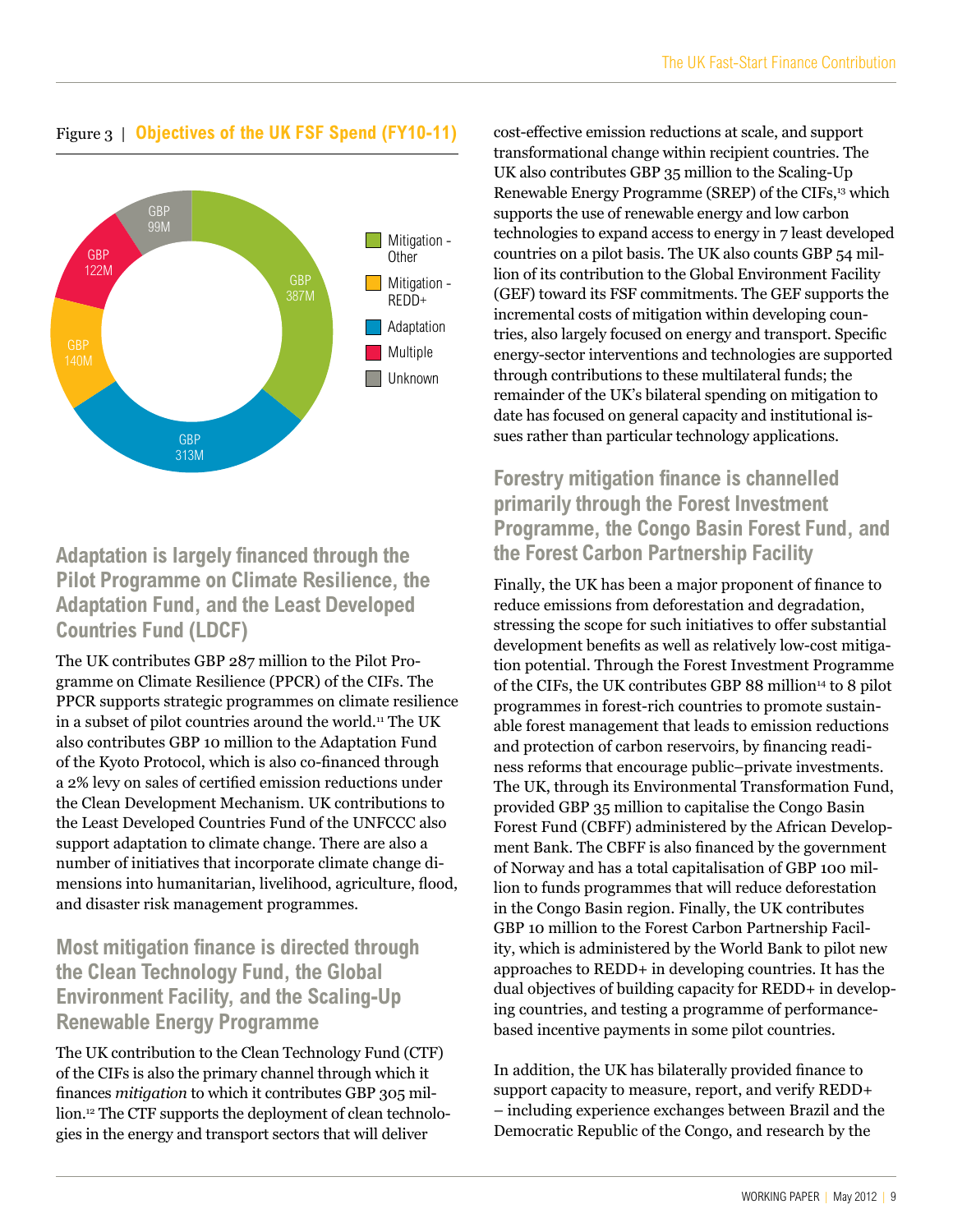Figure 3 | **Objectives of the UK FSF Spend (FY10-11)**

| Objective | Amount |
|---|---|
| Mitigation - Other | GBP 387M |
| Mitigation - REDD+ | GBP 140M |
| Adaptation | GBP 313M |
| Multiple | GBP 122M |
| Unknown | GBP 99M |

## Adaptation is largely financed through the Pilot Programme on Climate Resilience, the Adaptation Fund, and the Least Developed Countries Fund (LDCF)

The UK contributes GBP 287 million to the Pilot Programme on Climate Resilience (PPCR) of the CIFs. The PPCR supports strategic programmes on climate resilience in a subset of pilot countries around the world.[11] The UK also contributes GBP 10 million to the Adaptation Fund of the Kyoto Protocol, which is also co-financed through a 2% levy on sales of certified emission reductions under the Clean Development Mechanism. UK contributions to the Least Developed Countries Fund of the UNFCCC also support adaptation to climate change. There are also a number of initiatives that incorporate climate change dimensions into humanitarian, livelihood, agriculture, flood, and disaster risk management programmes.

## Most mitigation finance is directed through the Clean Technology Fund, the Global Environment Facility, and the Scaling-Up Renewable Energy Programme

The UK contribution to the Clean Technology Fund (CTF) of the CIFs is also the primary channel through which it finances *mitigation* to which it contributes GBP 305 million.[12] The CTF supports the deployment of clean technologies in the energy and transport sectors that will deliver cost-effective emission reductions at scale, and support transformational change within recipient countries. The UK also contributes GBP 35 million to the Scaling-Up Renewable Energy Programme (SREP) of the CIFs,[13] which supports the use of renewable energy and low carbon technologies to expand access to energy in 7 least developed countries on a pilot basis. The UK also counts GBP 54 million of its contribution to the Global Environment Facility (GEF) toward its FSF commitments. The GEF supports the incremental costs of mitigation within developing countries, also largely focused on energy and transport. Specific energy-sector interventions and technologies are supported through contributions to these multilateral funds; the remainder of the UK's bilateral spending on mitigation to date has focused on general capacity and institutional issues rather than particular technology applications.

## Forestry mitigation finance is channelled primarily through the Forest Investment Programme, the Congo Basin Forest Fund, and the Forest Carbon Partnership Facility

Finally, the UK has been a major proponent of finance to reduce emissions from deforestation and degradation, stressing the scope for such initiatives to offer substantial development benefits as well as relatively low-cost mitigation potential. Through the Forest Investment Programme of the CIFs, the UK contributes GBP 88 million[14] to 8 pilot programmes in forest-rich countries to promote sustainable forest management that leads to emission reductions and protection of carbon reservoirs, by financing readiness reforms that encourage public–private investments. The UK, through its Environmental Transformation Fund, provided GBP 35 million to capitalise the Congo Basin Forest Fund (CBFF) administered by the African Development Bank. The CBFF is also financed by the government of Norway and has a total capitalisation of GBP 100 million to funds programmes that will reduce deforestation in the Congo Basin region. Finally, the UK contributes GBP 10 million to the Forest Carbon Partnership Facility, which is administered by the World Bank to pilot new approaches to REDD+ in developing countries. It has the dual objectives of building capacity for REDD+ in developing countries, and testing a programme of performance-based incentive payments in some pilot countries.

In addition, the UK has bilaterally provided finance to support capacity to measure, report, and verify REDD+ – including experience exchanges between Brazil and the Democratic Republic of the Congo, and research by the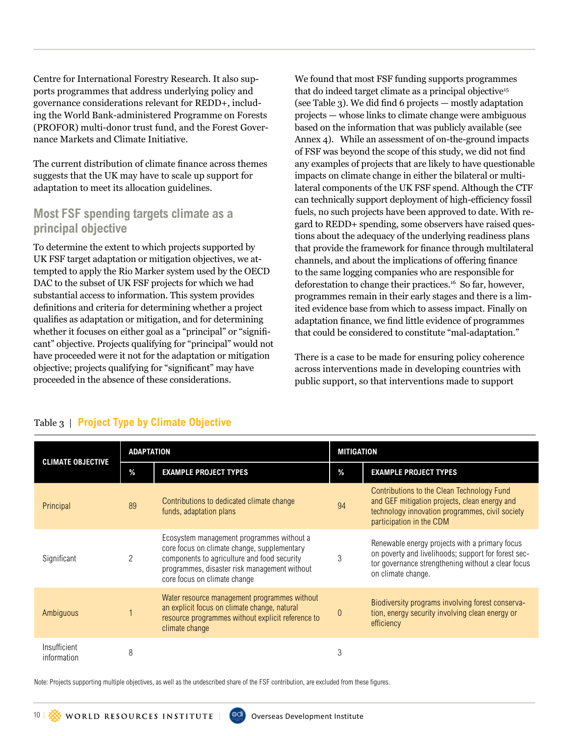Centre for International Forestry Research. It also supports programmes that address underlying policy and governance considerations relevant for REDD+, including the World Bank-administered Programme on Forests (PROFOR) multi-donor trust fund, and the Forest Governance Markets and Climate Initiative.

The current distribution of climate finance across themes suggests that the UK may have to scale up support for adaptation to meet its allocation guidelines.

## Most FSF spending targets climate as a principal objective

To determine the extent to which projects supported by UK FSF target adaptation or mitigation objectives, we attempted to apply the Rio Marker system used by the OECD DAC to the subset of UK FSF projects for which we had substantial access to information. This system provides definitions and criteria for determining whether a project qualifies as adaptation or mitigation, and for determining whether it focuses on either goal as a "principal" or "significant" objective. Projects qualifying for "principal" would not have proceeded were it not for the adaptation or mitigation objective; projects qualifying for "significant" may have proceeded in the absence of these considerations.

We found that most FSF funding supports programmes that do indeed target climate as a principal objective[15] (see Table 3). We did find 6 projects — mostly adaptation projects — whose links to climate change were ambiguous based on the information that was publicly available (see Annex 4). While an assessment of on-the-ground impacts of FSF was beyond the scope of this study, we did not find any examples of projects that are likely to have questionable impacts on climate change in either the bilateral or multilateral components of the UK FSF spend. Although the CTF can technically support deployment of high-efficiency fossil fuels, no such projects have been approved to date. With regard to REDD+ spending, some observers have raised questions about the adequacy of the underlying readiness plans that provide the framework for finance through multilateral channels, and about the implications of offering finance to the same logging companies who are responsible for deforestation to change their practices.[16] So far, however, programmes remain in their early stages and there is a limited evidence base from which to assess impact. Finally on adaptation finance, we find little evidence of programmes that could be considered to constitute "mal-adaptation."

There is a case to be made for ensuring policy coherence across interventions made in developing countries with public support, so that interventions made to support

Table 3 | **Project Type by Climate Objective**

| CLIMATE OBJECTIVE | ADAPTATION | | MITIGATION | |
|---|---|---|---|---|
| | % | EXAMPLE PROJECT TYPES | % | EXAMPLE PROJECT TYPES |
| Principal | 89 | Contributions to dedicated climate change funds, adaptation plans | 94 | Contributions to the Clean Technology Fund and GEF mitigation projects, clean energy and technology innovation programmes, civil society participation in the CDM |
| Significant | 2 | Ecosystem management programmes without a core focus on climate change, supplementary components to agriculture and food security programmes, disaster risk management without core focus on climate change | 3 | Renewable energy projects with a primary focus on poverty and livelihoods; support for forest sector governance strengthening without a clear focus on climate change. |
| Ambiguous | 1 | Water resource management programmes without an explicit focus on climate change, natural resource programmes without explicit reference to climate change | 0 | Biodiversity programs involving forest conservation, energy security involving clean energy or efficiency |
| Insufficient information | 8 | | 3 | |

Note: Projects supporting multiple objectives, as well as the undescribed share of the FSF contribution, are excluded from these figures.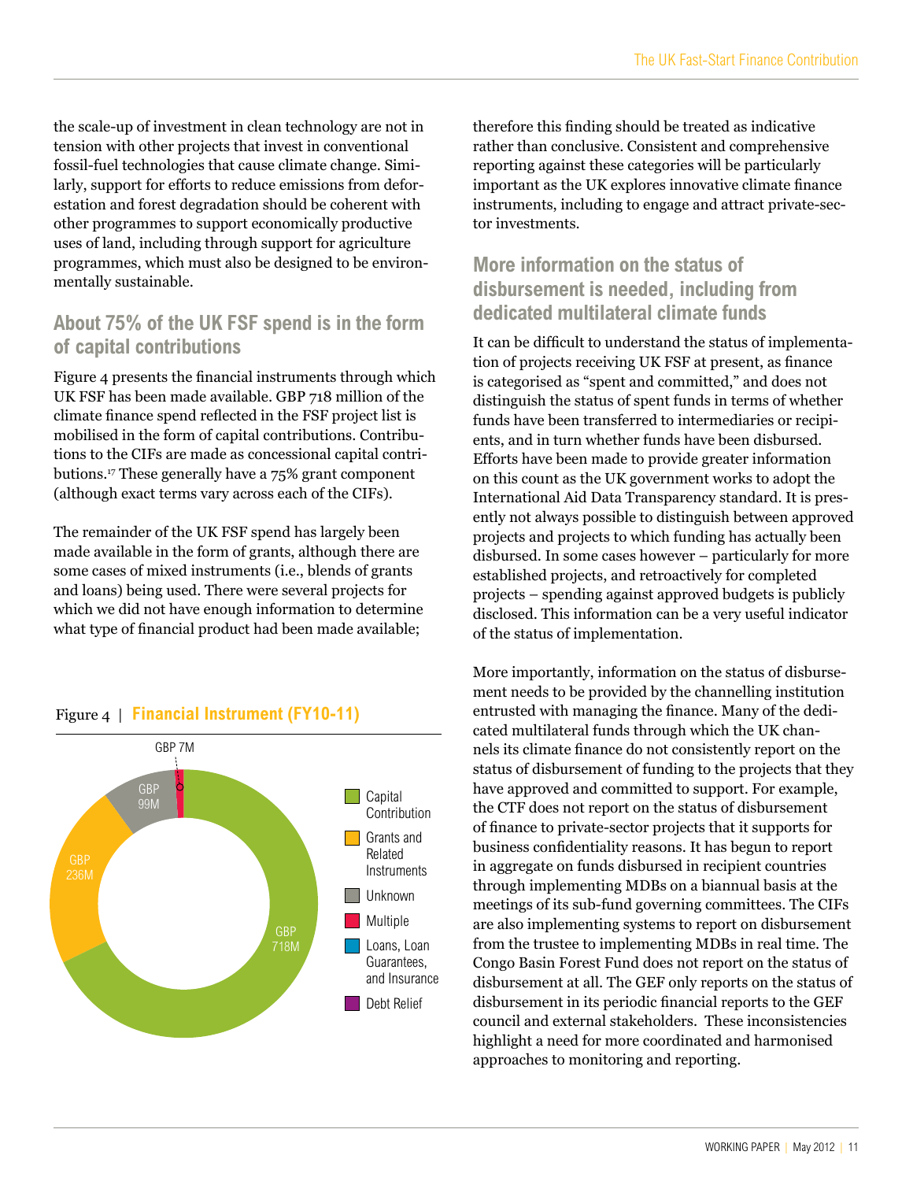the scale-up of investment in clean technology are not in tension with other projects that invest in conventional fossil-fuel technologies that cause climate change. Similarly, support for efforts to reduce emissions from deforestation and forest degradation should be coherent with other programmes to support economically productive uses of land, including through support for agriculture programmes, which must also be designed to be environmentally sustainable.

## About 75% of the UK FSF spend is in the form of capital contributions

Figure 4 presents the financial instruments through which UK FSF has been made available. GBP 718 million of the climate finance spend reflected in the FSF project list is mobilised in the form of capital contributions. Contributions to the CIFs are made as concessional capital contributions.[17] These generally have a 75% grant component (although exact terms vary across each of the CIFs).

The remainder of the UK FSF spend has largely been made available in the form of grants, although there are some cases of mixed instruments (i.e., blends of grants and loans) being used. There were several projects for which we did not have enough information to determine what type of financial product had been made available; therefore this finding should be treated as indicative rather than conclusive. Consistent and comprehensive reporting against these categories will be particularly important as the UK explores innovative climate finance instruments, including to engage and attract private-sector investments.

Figure 4 | **Financial Instrument (FY10-11)**

| Financial Instrument | Amount |
|---|---|
| Capital Contribution | GBP 718M |
| Grants and Related Instruments | GBP 236M |
| Unknown | GBP 99M |
| Multiple | GBP 7M |
| Loans, Loan Guarantees, and Insurance | |
| Debt Relief | |

## More information on the status of disbursement is needed, including from dedicated multilateral climate funds

It can be difficult to understand the status of implementation of projects receiving UK FSF at present, as finance is categorised as "spent and committed," and does not distinguish the status of spent funds in terms of whether funds have been transferred to intermediaries or recipients, and in turn whether funds have been disbursed. Efforts have been made to provide greater information on this count as the UK government works to adopt the International Aid Data Transparency standard. It is presently not always possible to distinguish between approved projects and projects to which funding has actually been disbursed. In some cases however – particularly for more established projects, and retroactively for completed projects – spending against approved budgets is publicly disclosed. This information can be a very useful indicator of the status of implementation.

More importantly, information on the status of disbursement needs to be provided by the channelling institution entrusted with managing the finance. Many of the dedicated multilateral funds through which the UK channels its climate finance do not consistently report on the status of disbursement of funding to the projects that they have approved and committed to support. For example, the CTF does not report on the status of disbursement of finance to private-sector projects that it supports for business confidentiality reasons. It has begun to report in aggregate on funds disbursed in recipient countries through implementing MDBs on a biannual basis at the meetings of its sub-fund governing committees. The CIFs are also implementing systems to report on disbursement from the trustee to implementing MDBs in real time. The Congo Basin Forest Fund does not report on the status of disbursement at all. The GEF only reports on the status of disbursement in its periodic financial reports to the GEF council and external stakeholders. These inconsistencies highlight a need for more coordinated and harmonised approaches to monitoring and reporting.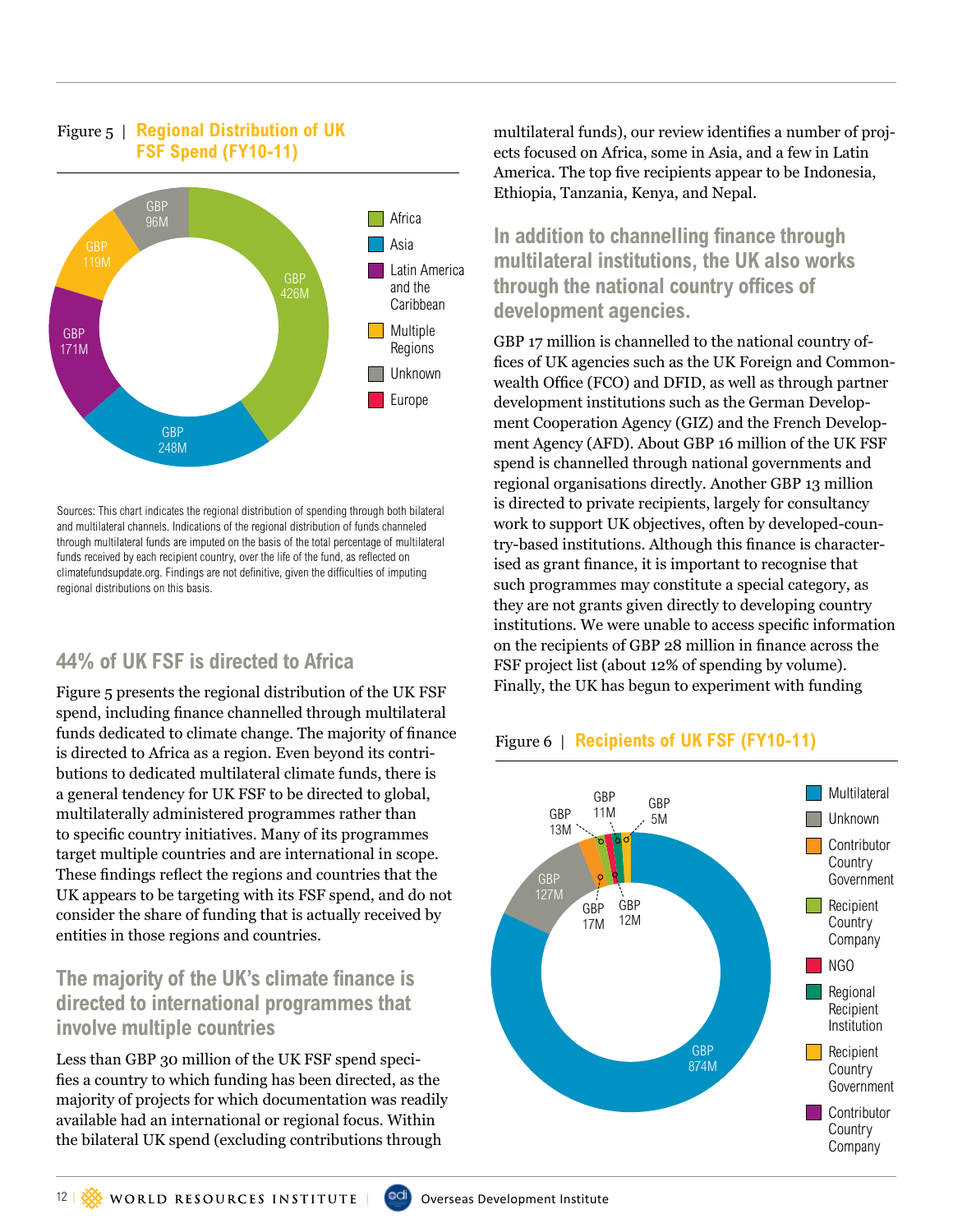Figure 5 | **Regional Distribution of UK FSF Spend (FY10-11)**

| Region | Amount |
|---|---|
| Africa | GBP 426M |
| Asia | GBP 248M |
| Latin America and the Caribbean | GBP 171M |
| Multiple Regions | GBP 119M |
| Unknown | GBP 96M |
| Europe | |

Sources: This chart indicates the regional distribution of spending through both bilateral and multilateral channels. Indications of the regional distribution of funds channeled through multilateral funds are imputed on the basis of the total percentage of multilateral funds received by each recipient country, over the life of the fund, as reflected on climatefundsupdate.org. Findings are not definitive, given the difficulties of imputing regional distributions on this basis.

## 44% of UK FSF is directed to Africa

Figure 5 presents the regional distribution of the UK FSF spend, including finance channelled through multilateral funds dedicated to climate change. The majority of finance is directed to Africa as a region. Even beyond its contributions to dedicated multilateral climate funds, there is a general tendency for UK FSF to be directed to global, multilaterally administered programmes rather than to specific country initiatives. Many of its programmes target multiple countries and are international in scope. These findings reflect the regions and countries that the UK appears to be targeting with its FSF spend, and do not consider the share of funding that is actually received by entities in those regions and countries.

## The majority of the UK's climate finance is directed to international programmes that involve multiple countries

Less than GBP 30 million of the UK FSF spend specifies a country to which funding has been directed, as the majority of projects for which documentation was readily available had an international or regional focus. Within the bilateral UK spend (excluding contributions through multilateral funds), our review identifies a number of projects focused on Africa, some in Asia, and a few in Latin America. The top five recipients appear to be Indonesia, Ethiopia, Tanzania, Kenya, and Nepal.

## In addition to channelling finance through multilateral institutions, the UK also works through the national country offices of development agencies.

GBP 17 million is channelled to the national country offices of UK agencies such as the UK Foreign and Commonwealth Office (FCO) and DFID, as well as through partner development institutions such as the German Development Cooperation Agency (GIZ) and the French Development Agency (AFD). About GBP 16 million of the UK FSF spend is channelled through national governments and regional organisations directly. Another GBP 13 million is directed to private recipients, largely for consultancy work to support UK objectives, often by developed-country-based institutions. Although this finance is characterised as grant finance, it is important to recognise that such programmes may constitute a special category, as they are not grants given directly to developing country institutions. We were unable to access specific information on the recipients of GBP 28 million in finance across the FSF project list (about 12% of spending by volume). Finally, the UK has begun to experiment with funding

Figure 6 | **Recipients of UK FSF (FY10-11)**

| Recipient | Amount |
|---|---|
| Multilateral | GBP 874M |
| Unknown | GBP 127M |
| Contributor Country Government | GBP 17M |
| Recipient Country Company | GBP 13M |
| NGO | GBP 11M |
| Regional Recipient Institution | GBP 12M |
| Recipient Country Government | GBP 5M |
| Contributor Country Company | |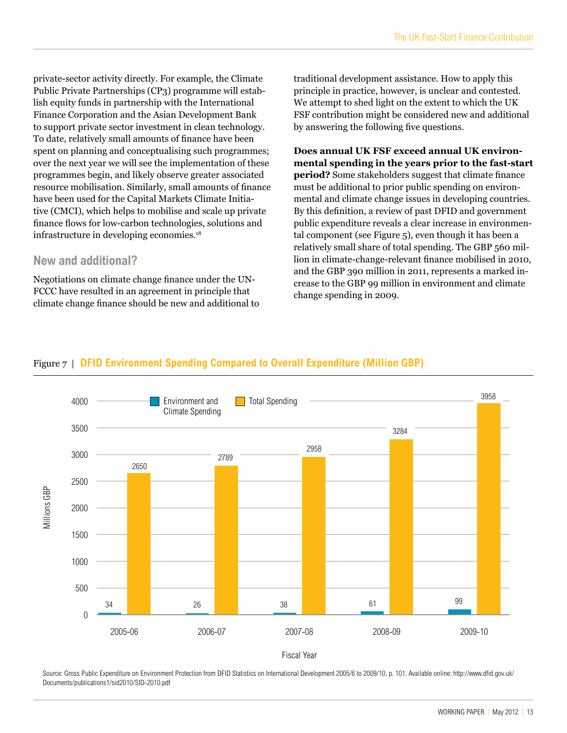private-sector activity directly. For example, the Climate Public Private Partnerships (CP3) programme will establish equity funds in partnership with the International Finance Corporation and the Asian Development Bank to support private sector investment in clean technology. To date, relatively small amounts of finance have been spent on planning and conceptualising such programmes; over the next year we will see the implementation of these programmes begin, and likely observe greater associated resource mobilisation. Similarly, small amounts of finance have been used for the Capital Markets Climate Initiative (CMCI), which helps to mobilise and scale up private finance flows for low-carbon technologies, solutions and infrastructure in developing economies.[18]

## New and additional?

Negotiations on climate change finance under the UNFCCC have resulted in an agreement in principle that climate change finance should be new and additional to traditional development assistance. How to apply this principle in practice, however, is unclear and contested. We attempt to shed light on the extent to which the UK FSF contribution might be considered new and additional by answering the following five questions.

**Does annual UK FSF exceed annual UK environmental spending in the years prior to the fast-start period?** Some stakeholders suggest that climate finance must be additional to prior public spending on environmental and climate change issues in developing countries. By this definition, a review of past DFID and government public expenditure reveals a clear increase in environmental component (see Figure 5), even though it has been a relatively small share of total spending. The GBP 560 million in climate-change-relevant finance mobilised in 2010, and the GBP 390 million in 2011, represents a marked increase to the GBP 99 million in environment and climate change spending in 2009.

Figure 7 | **DFID Environment Spending Compared to Overall Expenditure (Million GBP)**

| Fiscal Year | Environment and Climate Spending | Total Spending |
|---|---|---|
| 2005-06 | 34 | 2650 |
| 2006-07 | 26 | 2789 |
| 2007-08 | 38 | 2958 |
| 2008-09 | 61 | 3284 |
| 2009-10 | 99 | 3958 |

Source: Gross Public Expenditure on Environment Protection from DFID Statistics on International Development 2005/6 to 2009/10, p. 101. Available online: http://www.dfid.gov.uk/Documents/publications1/sid2010/SID-2010.pdf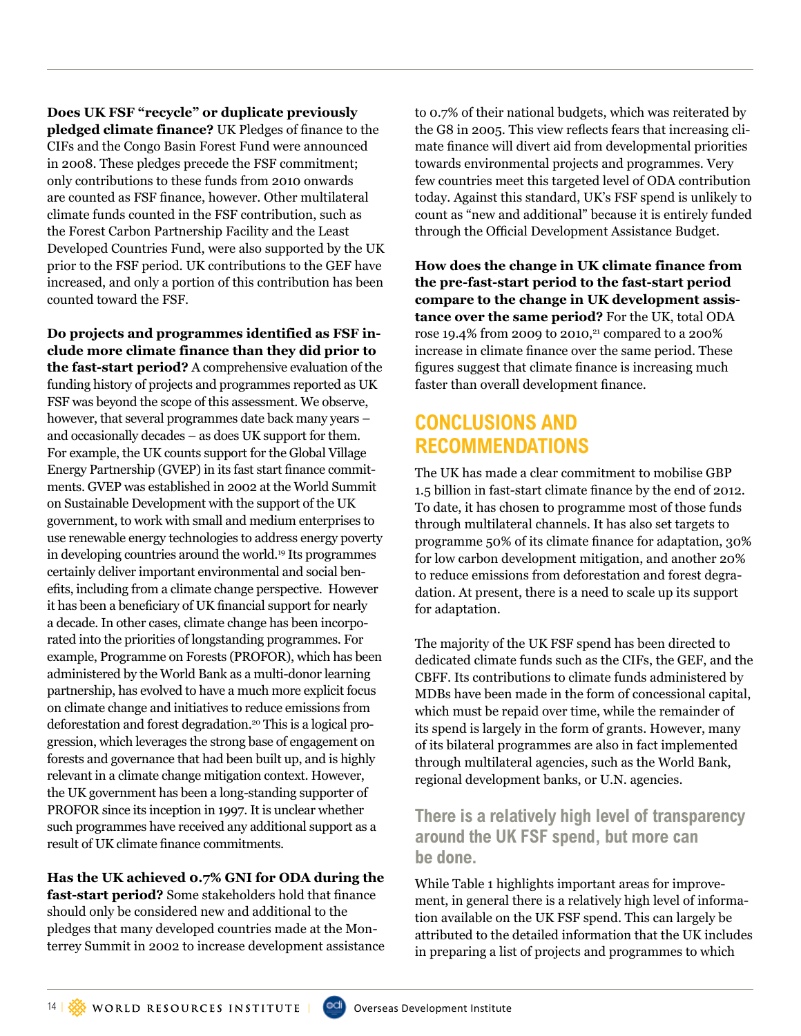**Does UK FSF "recycle" or duplicate previously pledged climate finance?** UK Pledges of finance to the CIFs and the Congo Basin Forest Fund were announced in 2008. These pledges precede the FSF commitment; only contributions to these funds from 2010 onwards are counted as FSF finance, however. Other multilateral climate funds counted in the FSF contribution, such as the Forest Carbon Partnership Facility and the Least Developed Countries Fund, were also supported by the UK prior to the FSF period. UK contributions to the GEF have increased, and only a portion of this contribution has been counted toward the FSF.

**Do projects and programmes identified as FSF include more climate finance than they did prior to the fast-start period?** A comprehensive evaluation of the funding history of projects and programmes reported as UK FSF was beyond the scope of this assessment. We observe, however, that several programmes date back many years – and occasionally decades – as does UK support for them. For example, the UK counts support for the Global Village Energy Partnership (GVEP) in its fast start finance commitments. GVEP was established in 2002 at the World Summit on Sustainable Development with the support of the UK government, to work with small and medium enterprises to use renewable energy technologies to address energy poverty in developing countries around the world.[19] Its programmes certainly deliver important environmental and social benefits, including from a climate change perspective. However it has been a beneficiary of UK financial support for nearly a decade. In other cases, climate change has been incorporated into the priorities of longstanding programmes. For example, Programme on Forests (PROFOR), which has been administered by the World Bank as a multi-donor learning partnership, has evolved to have a much more explicit focus on climate change and initiatives to reduce emissions from deforestation and forest degradation.[20] This is a logical progression, which leverages the strong base of engagement on forests and governance that had been built up, and is highly relevant in a climate change mitigation context. However, the UK government has been a long-standing supporter of PROFOR since its inception in 1997. It is unclear whether such programmes have received any additional support as a result of UK climate finance commitments.

**Has the UK achieved 0.7% GNI for ODA during the fast-start period?** Some stakeholders hold that finance should only be considered new and additional to the pledges that many developed countries made at the Monterrey Summit in 2002 to increase development assistance to 0.7% of their national budgets, which was reiterated by the G8 in 2005. This view reflects fears that increasing climate finance will divert aid from developmental priorities towards environmental projects and programmes. Very few countries meet this targeted level of ODA contribution today. Against this standard, UK's FSF spend is unlikely to count as "new and additional" because it is entirely funded through the Official Development Assistance Budget.

**How does the change in UK climate finance from the pre-fast-start period to the fast-start period compare to the change in UK development assistance over the same period?** For the UK, total ODA rose 19.4% from 2009 to 2010,[21] compared to a 200% increase in climate finance over the same period. These figures suggest that climate finance is increasing much faster than overall development finance.

## CONCLUSIONS AND RECOMMENDATIONS

The UK has made a clear commitment to mobilise GBP 1.5 billion in fast-start climate finance by the end of 2012. To date, it has chosen to programme most of those funds through multilateral channels. It has also set targets to programme 50% of its climate finance for adaptation, 30% for low carbon development mitigation, and another 20% to reduce emissions from deforestation and forest degradation. At present, there is a need to scale up its support for adaptation.

The majority of the UK FSF spend has been directed to dedicated climate funds such as the CIFs, the GEF, and the CBFF. Its contributions to climate funds administered by MDBs have been made in the form of concessional capital, which must be repaid over time, while the remainder of its spend is largely in the form of grants. However, many of its bilateral programmes are also in fact implemented through multilateral agencies, such as the World Bank, regional development banks, or U.N. agencies.

### There is a relatively high level of transparency around the UK FSF spend, but more can be done.

While Table 1 highlights important areas for improvement, in general there is a relatively high level of information available on the UK FSF spend. This can largely be attributed to the detailed information that the UK includes in preparing a list of projects and programmes to which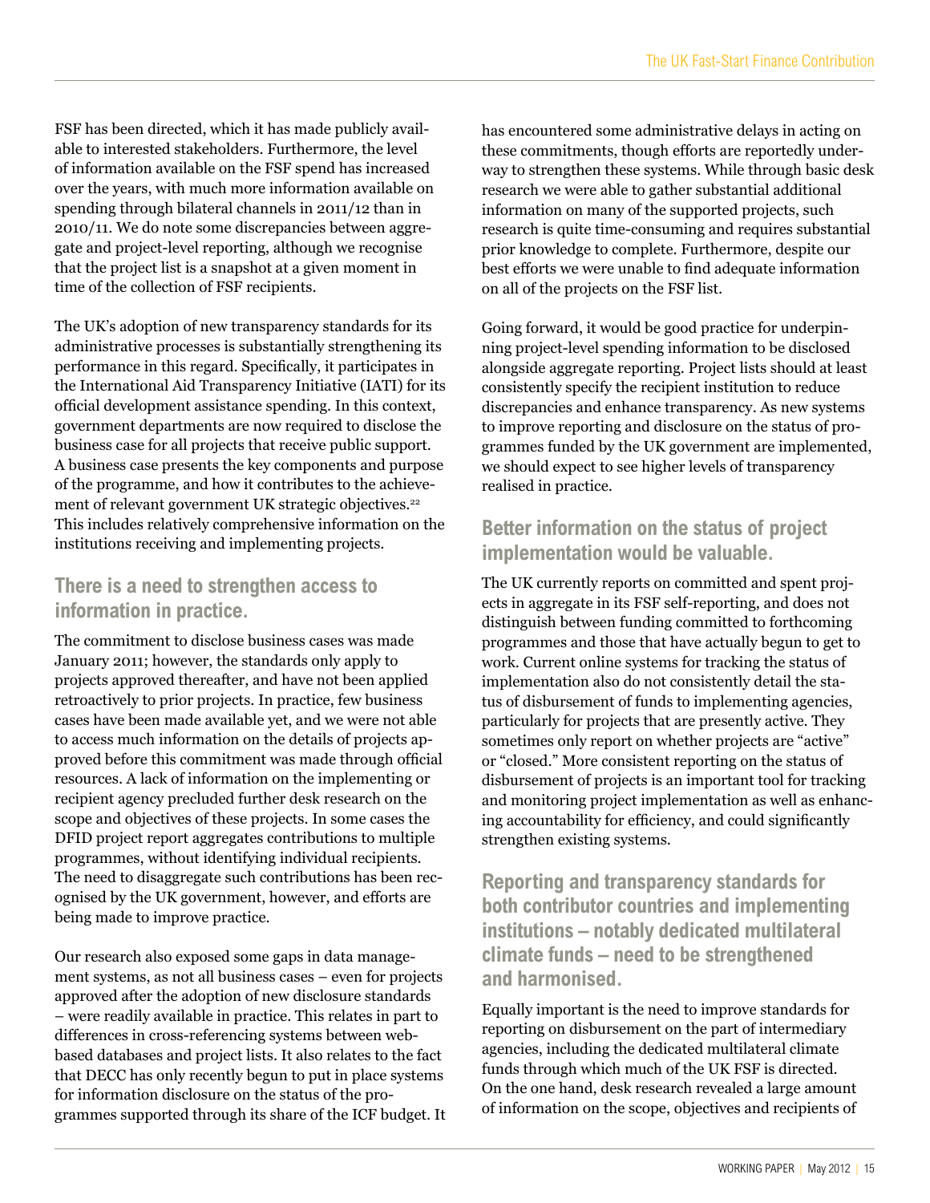FSF has been directed, which it has made publicly available to interested stakeholders. Furthermore, the level of information available on the FSF spend has increased over the years, with much more information available on spending through bilateral channels in 2011/12 than in 2010/11. We do note some discrepancies between aggregate and project-level reporting, although we recognise that the project list is a snapshot at a given moment in time of the collection of FSF recipients.

The UK's adoption of new transparency standards for its administrative processes is substantially strengthening its performance in this regard. Specifically, it participates in the International Aid Transparency Initiative (IATI) for its official development assistance spending. In this context, government departments are now required to disclose the business case for all projects that receive public support. A business case presents the key components and purpose of the programme, and how it contributes to the achievement of relevant government UK strategic objectives.[22] This includes relatively comprehensive information on the institutions receiving and implementing projects.

### There is a need to strengthen access to information in practice.

The commitment to disclose business cases was made January 2011; however, the standards only apply to projects approved thereafter, and have not been applied retroactively to prior projects. In practice, few business cases have been made available yet, and we were not able to access much information on the details of projects approved before this commitment was made through official resources. A lack of information on the implementing or recipient agency precluded further desk research on the scope and objectives of these projects. In some cases the DFID project report aggregates contributions to multiple programmes, without identifying individual recipients. The need to disaggregate such contributions has been recognised by the UK government, however, and efforts are being made to improve practice.

Our research also exposed some gaps in data management systems, as not all business cases – even for projects approved after the adoption of new disclosure standards – were readily available in practice. This relates in part to differences in cross-referencing systems between web-based databases and project lists. It also relates to the fact that DECC has only recently begun to put in place systems for information disclosure on the status of the programmes supported through its share of the ICF budget. It has encountered some administrative delays in acting on these commitments, though efforts are reportedly underway to strengthen these systems. While through basic desk research we were able to gather substantial additional information on many of the supported projects, such research is quite time-consuming and requires substantial prior knowledge to complete. Furthermore, despite our best efforts we were unable to find adequate information on all of the projects on the FSF list.

Going forward, it would be good practice for underpinning project-level spending information to be disclosed alongside aggregate reporting. Project lists should at least consistently specify the recipient institution to reduce discrepancies and enhance transparency. As new systems to improve reporting and disclosure on the status of programmes funded by the UK government are implemented, we should expect to see higher levels of transparency realised in practice.

### Better information on the status of project implementation would be valuable.

The UK currently reports on committed and spent projects in aggregate in its FSF self-reporting, and does not distinguish between funding committed to forthcoming programmes and those that have actually begun to get to work. Current online systems for tracking the status of implementation also do not consistently detail the status of disbursement of funds to implementing agencies, particularly for projects that are presently active. They sometimes only report on whether projects are "active" or "closed." More consistent reporting on the status of disbursement of projects is an important tool for tracking and monitoring project implementation as well as enhancing accountability for efficiency, and could significantly strengthen existing systems.

### Reporting and transparency standards for both contributor countries and implementing institutions – notably dedicated multilateral climate funds – need to be strengthened and harmonised.

Equally important is the need to improve standards for reporting on disbursement on the part of intermediary agencies, including the dedicated multilateral climate funds through which much of the UK FSF is directed. On the one hand, desk research revealed a large amount of information on the scope, objectives and recipients of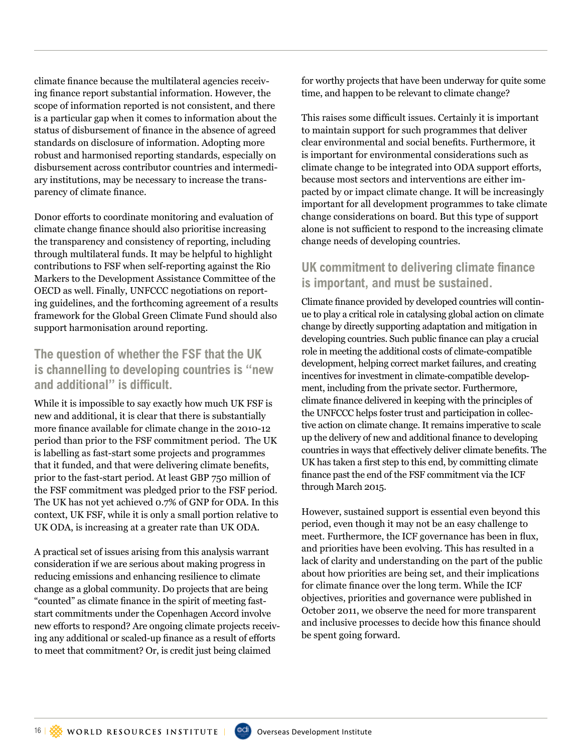climate finance because the multilateral agencies receiving finance report substantial information. However, the scope of information reported is not consistent, and there is a particular gap when it comes to information about the status of disbursement of finance in the absence of agreed standards on disclosure of information. Adopting more robust and harmonised reporting standards, especially on disbursement across contributor countries and intermediary institutions, may be necessary to increase the transparency of climate finance.

Donor efforts to coordinate monitoring and evaluation of climate change finance should also prioritise increasing the transparency and consistency of reporting, including through multilateral funds. It may be helpful to highlight contributions to FSF when self-reporting against the Rio Markers to the Development Assistance Committee of the OECD as well. Finally, UNFCCC negotiations on reporting guidelines, and the forthcoming agreement of a results framework for the Global Green Climate Fund should also support harmonisation around reporting.

## The question of whether the FSF that the UK is channelling to developing countries is "new and additional" is difficult.

While it is impossible to say exactly how much UK FSF is new and additional, it is clear that there is substantially more finance available for climate change in the 2010-12 period than prior to the FSF commitment period. The UK is labelling as fast-start some projects and programmes that it funded, and that were delivering climate benefits, prior to the fast-start period. At least GBP 750 million of the FSF commitment was pledged prior to the FSF period. The UK has not yet achieved 0.7% of GNP for ODA. In this context, UK FSF, while it is only a small portion relative to UK ODA, is increasing at a greater rate than UK ODA.

A practical set of issues arising from this analysis warrant consideration if we are serious about making progress in reducing emissions and enhancing resilience to climate change as a global community. Do projects that are being "counted" as climate finance in the spirit of meeting fast-start commitments under the Copenhagen Accord involve new efforts to respond? Are ongoing climate projects receiving any additional or scaled-up finance as a result of efforts to meet that commitment? Or, is credit just being claimed for worthy projects that have been underway for quite some time, and happen to be relevant to climate change?

This raises some difficult issues. Certainly it is important to maintain support for such programmes that deliver clear environmental and social benefits. Furthermore, it is important for environmental considerations such as climate change to be integrated into ODA support efforts, because most sectors and interventions are either impacted by or impact climate change. It will be increasingly important for all development programmes to take climate change considerations on board. But this type of support alone is not sufficient to respond to the increasing climate change needs of developing countries.

## UK commitment to delivering climate finance is important, and must be sustained.

Climate finance provided by developed countries will continue to play a critical role in catalysing global action on climate change by directly supporting adaptation and mitigation in developing countries. Such public finance can play a crucial role in meeting the additional costs of climate-compatible development, helping correct market failures, and creating incentives for investment in climate-compatible development, including from the private sector. Furthermore, climate finance delivered in keeping with the principles of the UNFCCC helps foster trust and participation in collective action on climate change. It remains imperative to scale up the delivery of new and additional finance to developing countries in ways that effectively deliver climate benefits. The UK has taken a first step to this end, by committing climate finance past the end of the FSF commitment via the ICF through March 2015.

However, sustained support is essential even beyond this period, even though it may not be an easy challenge to meet. Furthermore, the ICF governance has been in flux, and priorities have been evolving. This has resulted in a lack of clarity and understanding on the part of the public about how priorities are being set, and their implications for climate finance over the long term. While the ICF objectives, priorities and governance were published in October 2011, we observe the need for more transparent and inclusive processes to decide how this finance should be spent going forward.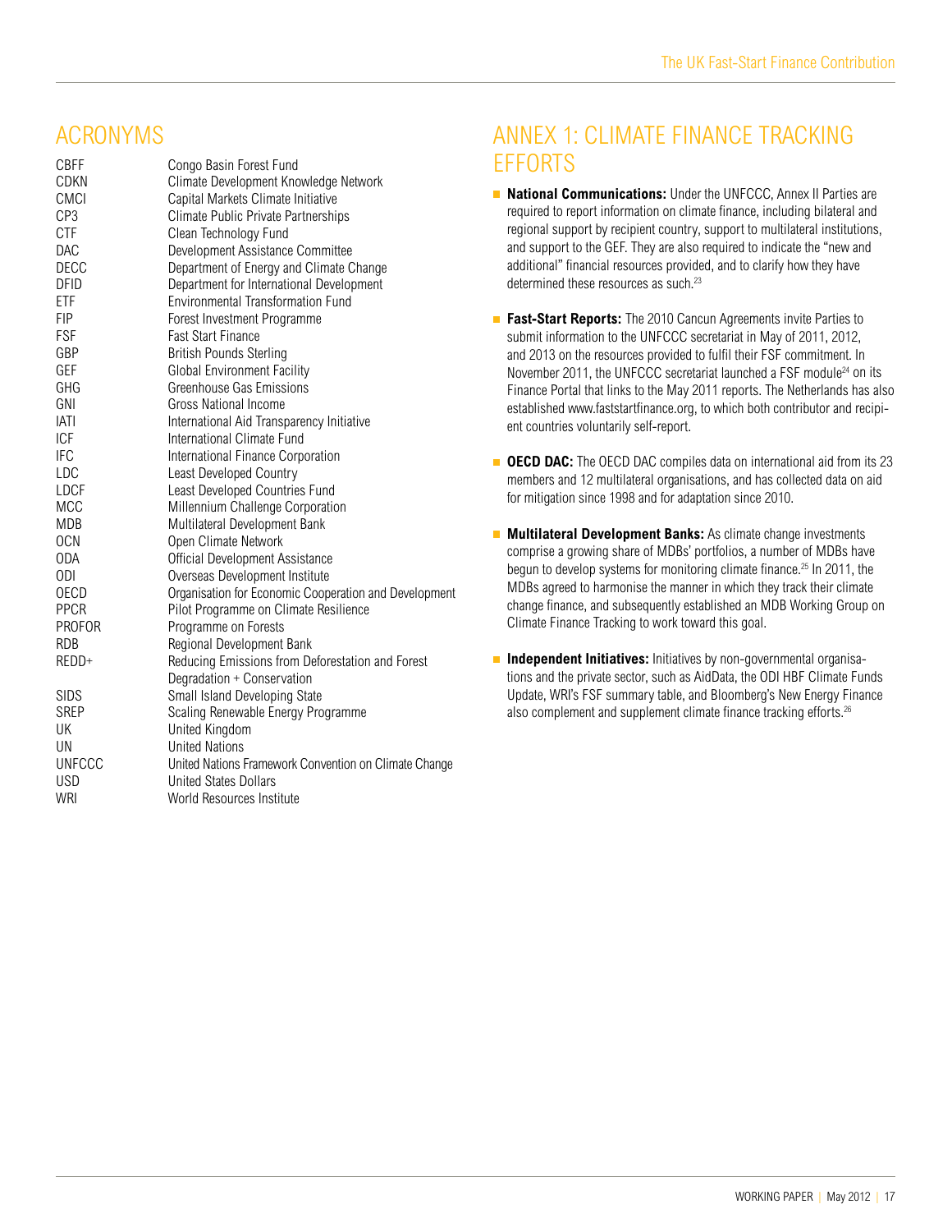## ACRONYMS

| | |
|---|---|
| CBFF | Congo Basin Forest Fund |
| CDKN | Climate Development Knowledge Network |
| CMCI | Capital Markets Climate Initiative |
| CP3 | Climate Public Private Partnerships |
| CTF | Clean Technology Fund |
| DAC | Development Assistance Committee |
| DECC | Department of Energy and Climate Change |
| DFID | Department for International Development |
| ETF | Environmental Transformation Fund |
| FIP | Forest Investment Programme |
| FSF | Fast Start Finance |
| GBP | British Pounds Sterling |
| GEF | Global Environment Facility |
| GHG | Greenhouse Gas Emissions |
| GNI | Gross National Income |
| IATI | International Aid Transparency Initiative |
| ICF | International Climate Fund |
| IFC | International Finance Corporation |
| LDC | Least Developed Country |
| LDCF | Least Developed Countries Fund |
| MCC | Millennium Challenge Corporation |
| MDB | Multilateral Development Bank |
| OCN | Open Climate Network |
| ODA | Official Development Assistance |
| ODI | Overseas Development Institute |
| OECD | Organisation for Economic Cooperation and Development |
| PPCR | Pilot Programme on Climate Resilience |
| PROFOR | Programme on Forests |
| RDB | Regional Development Bank |
| REDD+ | Reducing Emissions from Deforestation and Forest Degradation + Conservation |
| SIDS | Small Island Developing State |
| SREP | Scaling Renewable Energy Programme |
| UK | United Kingdom |
| UN | United Nations |
| UNFCCC | United Nations Framework Convention on Climate Change |
| USD | United States Dollars |
| WRI | World Resources Institute |

## ANNEX 1: CLIMATE FINANCE TRACKING EFFORTS

- **National Communications:** Under the UNFCCC, Annex II Parties are required to report information on climate finance, including bilateral and regional support by recipient country, support to multilateral institutions, and support to the GEF. They are also required to indicate the "new and additional" financial resources provided, and to clarify how they have determined these resources as such.[23]

- **Fast-Start Reports:** The 2010 Cancun Agreements invite Parties to submit information to the UNFCCC secretariat in May of 2011, 2012, and 2013 on the resources provided to fulfil their FSF commitment. In November 2011, the UNFCCC secretariat launched a FSF module[24] on its Finance Portal that links to the May 2011 reports. The Netherlands has also established www.faststartfinance.org, to which both contributor and recipient countries voluntarily self-report.

- **OECD DAC:** The OECD DAC compiles data on international aid from its 23 members and 12 multilateral organisations, and has collected data on aid for mitigation since 1998 and for adaptation since 2010.

- **Multilateral Development Banks:** As climate change investments comprise a growing share of MDBs' portfolios, a number of MDBs have begun to develop systems for monitoring climate finance.[25] In 2011, the MDBs agreed to harmonise the manner in which they track their climate change finance, and subsequently established an MDB Working Group on Climate Finance Tracking to work toward this goal.

- **Independent Initiatives:** Initiatives by non-governmental organisations and the private sector, such as AidData, the ODI HBF Climate Funds Update, WRI's FSF summary table, and Bloomberg's New Energy Finance also complement and supplement climate finance tracking efforts.[26]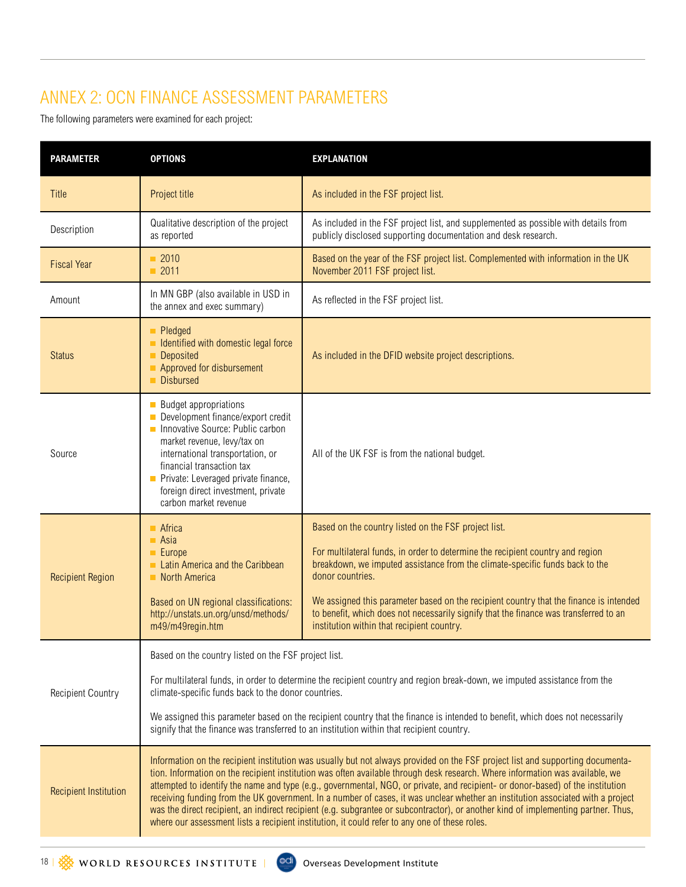## ANNEX 2: OCN FINANCE ASSESSMENT PARAMETERS

The following parameters were examined for each project:

| PARAMETER | OPTIONS | EXPLANATION |
|---|---|---|
| Title | Project title | As included in the FSF project list. |
| Description | Qualitative description of the project as reported | As included in the FSF project list, and supplemented as possible with details from publicly disclosed supporting documentation and desk research. |
| Fiscal Year | ■ 2010<br>■ 2011 | Based on the year of the FSF project list. Complemented with information in the UK November 2011 FSF project list. |
| Amount | In MN GBP (also available in USD in the annex and exec summary) | As reflected in the FSF project list. |
| Status | ■ Pledged<br>■ Identified with domestic legal force<br>■ Deposited<br>■ Approved for disbursement<br>■ Disbursed | As included in the DFID website project descriptions. |
| Source | ■ Budget appropriations<br>■ Development finance/export credit<br>■ Innovative Source: Public carbon market revenue, levy/tax on international transportation, or financial transaction tax<br>■ Private: Leveraged private finance, foreign direct investment, private carbon market revenue | All of the UK FSF is from the national budget. |
| Recipient Region | ■ Africa<br>■ Asia<br>■ Europe<br>■ Latin America and the Caribbean<br>■ North America<br><br>Based on UN regional classifications: http://unstats.un.org/unsd/methods/m49/m49regin.htm | Based on the country listed on the FSF project list.<br><br>For multilateral funds, in order to determine the recipient country and region breakdown, we imputed assistance from the climate-specific funds back to the donor countries.<br><br>We assigned this parameter based on the recipient country that the finance is intended to benefit, which does not necessarily signify that the finance was transferred to an institution within that recipient country. |
| Recipient Country | Based on the country listed on the FSF project list.<br><br>For multilateral funds, in order to determine the recipient country and region break-down, we imputed assistance from the climate-specific funds back to the donor countries.<br><br>We assigned this parameter based on the recipient country that the finance is intended to benefit, which does not necessarily signify that the finance was transferred to an institution within that recipient country. | |
| Recipient Institution | Information on the recipient institution was usually but not always provided on the FSF project list and supporting documentation. Information on the recipient institution was often available through desk research. Where information was available, we attempted to identify the name and type (e.g., governmental, NGO, or private, and recipient- or donor-based) of the institution receiving funding from the UK government. In a number of cases, it was unclear whether an institution associated with a project was the direct recipient, an indirect recipient (e.g. subgrantee or subcontractor), or another kind of implementing partner. Thus, where our assessment lists a recipient institution, it could refer to any one of these roles. | |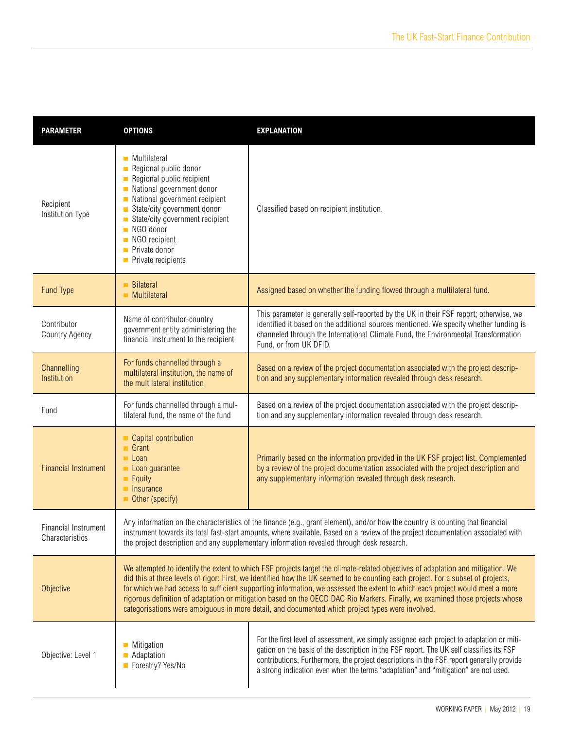| PARAMETER | OPTIONS | EXPLANATION |
|---|---|---|
| Recipient Institution Type | - Multilateral<br>- Regional public donor<br>- Regional public recipient<br>- National government donor<br>- National government recipient<br>- State/city government donor<br>- State/city government recipient<br>- NGO donor<br>- NGO recipient<br>- Private donor<br>- Private recipients | Classified based on recipient institution. |
| Fund Type | - Bilateral<br>- Multilateral | Assigned based on whether the funding flowed through a multilateral fund. |
| Contributor Country Agency | Name of contributor-country government entity administering the financial instrument to the recipient | This parameter is generally self-reported by the UK in their FSF report; otherwise, we identified it based on the additional sources mentioned. We specify whether funding is channeled through the International Climate Fund, the Environmental Transformation Fund, or from UK DFID. |
| Channelling Institution | For funds channelled through a multilateral institution, the name of the multilateral institution | Based on a review of the project documentation associated with the project description and any supplementary information revealed through desk research. |
| Fund | For funds channelled through a multilateral fund, the name of the fund | Based on a review of the project documentation associated with the project description and any supplementary information revealed through desk research. |
| Financial Instrument | - Capital contribution<br>- Grant<br>- Loan<br>- Loan guarantee<br>- Equity<br>- Insurance<br>- Other (specify) | Primarily based on the information provided in the UK FSF project list. Complemented by a review of the project documentation associated with the project description and any supplementary information revealed through desk research. |
| Financial Instrument Characteristics | Any information on the characteristics of the finance (e.g., grant element), and/or how the country is counting that financial instrument towards its total fast-start amounts, where available. Based on a review of the project documentation associated with the project description and any supplementary information revealed through desk research. | |
| Objective | We attempted to identify the extent to which FSF projects target the climate-related objectives of adaptation and mitigation. We did this at three levels of rigor: First, we identified how the UK seemed to be counting each project. For a subset of projects, for which we had access to sufficient supporting information, we assessed the extent to which each project would meet a more rigorous definition of adaptation or mitigation based on the OECD DAC Rio Markers. Finally, we examined those projects whose categorisations were ambiguous in more detail, and documented which project types were involved. | |
| Objective: Level 1 | - Mitigation<br>- Adaptation<br>- Forestry? Yes/No | For the first level of assessment, we simply assigned each project to adaptation or mitigation on the basis of the description in the FSF report. The UK self classifies its FSF contributions. Furthermore, the project descriptions in the FSF report generally provide a strong indication even when the terms "adaptation" and "mitigation" are not used. |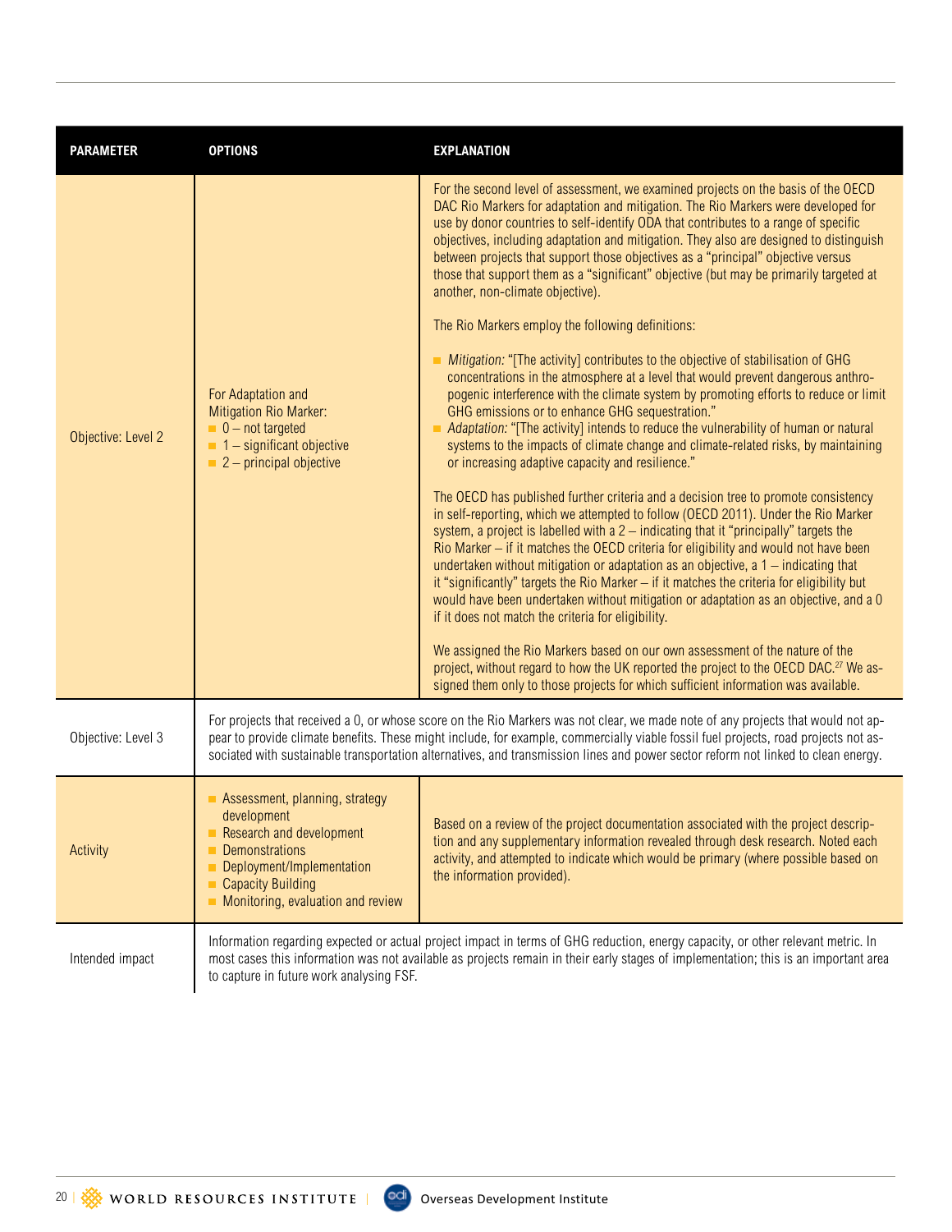| PARAMETER | OPTIONS | EXPLANATION |
|---|---|---|
| Objective: Level 2 | For Adaptation and Mitigation Rio Marker:<br>■ 0 – not targeted<br>■ 1 – significant objective<br>■ 2 – principal objective | For the second level of assessment, we examined projects on the basis of the OECD DAC Rio Markers for adaptation and mitigation. The Rio Markers were developed for use by donor countries to self-identify ODA that contributes to a range of specific objectives, including adaptation and mitigation. They also are designed to distinguish between projects that support those objectives as a "principal" objective versus those that support them as a "significant" objective (but may be primarily targeted at another, non-climate objective).<br><br>The Rio Markers employ the following definitions:<br><br>■ *Mitigation:* "[The activity] contributes to the objective of stabilisation of GHG concentrations in the atmosphere at a level that would prevent dangerous anthropogenic interference with the climate system by promoting efforts to reduce or limit GHG emissions or to enhance GHG sequestration."<br>■ *Adaptation:* "[The activity] intends to reduce the vulnerability of human or natural systems to the impacts of climate change and climate-related risks, by maintaining or increasing adaptive capacity and resilience."<br><br>The OECD has published further criteria and a decision tree to promote consistency in self-reporting, which we attempted to follow (OECD 2011). Under the Rio Marker system, a project is labelled with a 2 – indicating that it "principally" targets the Rio Marker – if it matches the OECD criteria for eligibility and would not have been undertaken without mitigation or adaptation as an objective, a 1 – indicating that it "significantly" targets the Rio Marker – if it matches the criteria for eligibility but would have been undertaken without mitigation or adaptation as an objective, and a 0 if it does not match the criteria for eligibility.<br><br>We assigned the Rio Markers based on our own assessment of the nature of the project, without regard to how the UK reported the project to the OECD DAC.[27] We assigned them only to those projects for which sufficient information was available. |
| Objective: Level 3 | For projects that received a 0, or whose score on the Rio Markers was not clear, we made note of any projects that would not appear to provide climate benefits. These might include, for example, commercially viable fossil fuel projects, road projects not associated with sustainable transportation alternatives, and transmission lines and power sector reform not linked to clean energy. | |
| Activity | ■ Assessment, planning, strategy development<br>■ Research and development<br>■ Demonstrations<br>■ Deployment/Implementation<br>■ Capacity Building<br>■ Monitoring, evaluation and review | Based on a review of the project documentation associated with the project description and any supplementary information revealed through desk research. Noted each activity, and attempted to indicate which would be primary (where possible based on the information provided). |
| Intended impact | Information regarding expected or actual project impact in terms of GHG reduction, energy capacity, or other relevant metric. In most cases this information was not available as projects remain in their early stages of implementation; this is an important area to capture in future work analysing FSF. | |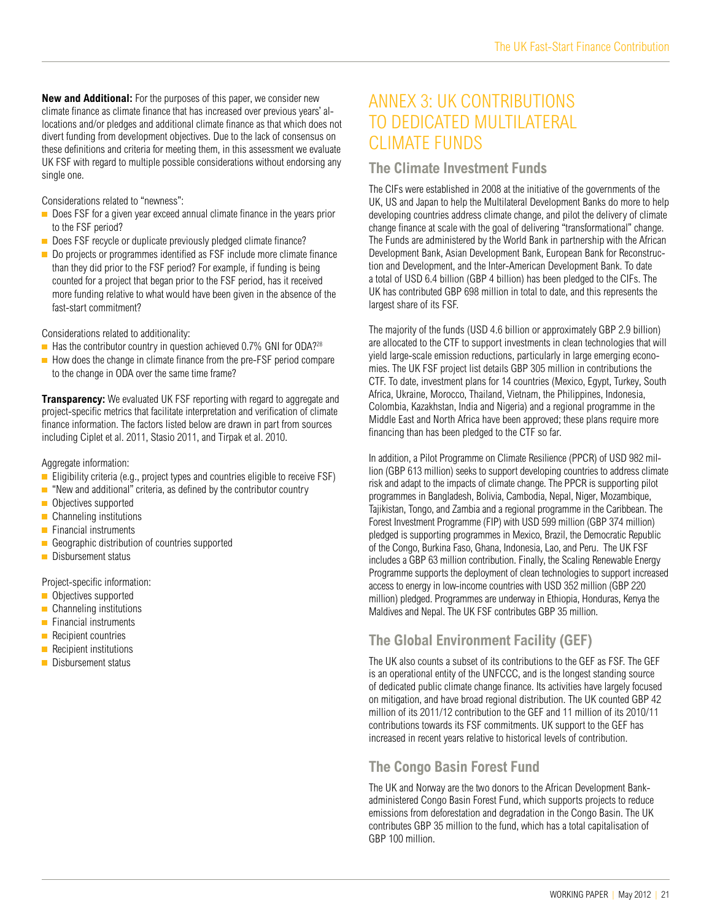**New and Additional:** For the purposes of this paper, we consider new climate finance as climate finance that has increased over previous years' allocations and/or pledges and additional climate finance as that which does not divert funding from development objectives. Due to the lack of consensus on these definitions and criteria for meeting them, in this assessment we evaluate UK FSF with regard to multiple possible considerations without endorsing any single one.

Considerations related to "newness":

- Does FSF for a given year exceed annual climate finance in the years prior to the FSF period?
- Does FSF recycle or duplicate previously pledged climate finance?
- Do projects or programmes identified as FSF include more climate finance than they did prior to the FSF period? For example, if funding is being counted for a project that began prior to the FSF period, has it received more funding relative to what would have been given in the absence of the fast-start commitment?

Considerations related to additionality:

- Has the contributor country in question achieved 0.7% GNI for ODA?[28]
- How does the change in climate finance from the pre-FSF period compare to the change in ODA over the same time frame?

**Transparency:** We evaluated UK FSF reporting with regard to aggregate and project-specific metrics that facilitate interpretation and verification of climate finance information. The factors listed below are drawn in part from sources including Ciplet et al. 2011, Stasio 2011, and Tirpak et al. 2010.

Aggregate information:

- Eligibility criteria (e.g., project types and countries eligible to receive FSF)
- "New and additional" criteria, as defined by the contributor country
- Objectives supported
- Channeling institutions
- Financial instruments
- Geographic distribution of countries supported
- Disbursement status

Project-specific information:

- Objectives supported
- Channeling institutions
- Financial instruments
- Recipient countries
- Recipient institutions
- Disbursement status

# ANNEX 3: UK CONTRIBUTIONS TO DEDICATED MULTILATERAL CLIMATE FUNDS

## The Climate Investment Funds

The CIFs were established in 2008 at the initiative of the governments of the UK, US and Japan to help the Multilateral Development Banks do more to help developing countries address climate change, and pilot the delivery of climate change finance at scale with the goal of delivering "transformational" change. The Funds are administered by the World Bank in partnership with the African Development Bank, Asian Development Bank, European Bank for Reconstruction and Development, and the Inter-American Development Bank. To date a total of USD 6.4 billion (GBP 4 billion) has been pledged to the CIFs. The UK has contributed GBP 698 million in total to date, and this represents the largest share of its FSF.

The majority of the funds (USD 4.6 billion or approximately GBP 2.9 billion) are allocated to the CTF to support investments in clean technologies that will yield large-scale emission reductions, particularly in large emerging economies. The UK FSF project list details GBP 305 million in contributions the CTF. To date, investment plans for 14 countries (Mexico, Egypt, Turkey, South Africa, Ukraine, Morocco, Thailand, Vietnam, the Philippines, Indonesia, Colombia, Kazakhstan, India and Nigeria) and a regional programme in the Middle East and North Africa have been approved; these plans require more financing than has been pledged to the CTF so far.

In addition, a Pilot Programme on Climate Resilience (PPCR) of USD 982 million (GBP 613 million) seeks to support developing countries to address climate risk and adapt to the impacts of climate change. The PPCR is supporting pilot programmes in Bangladesh, Bolivia, Cambodia, Nepal, Niger, Mozambique, Tajikistan, Tongo, and Zambia and a regional programme in the Caribbean. The Forest Investment Programme (FIP) with USD 599 million (GBP 374 million) pledged is supporting programmes in Mexico, Brazil, the Democratic Republic of the Congo, Burkina Faso, Ghana, Indonesia, Lao, and Peru. The UK FSF includes a GBP 63 million contribution. Finally, the Scaling Renewable Energy Programme supports the deployment of clean technologies to support increased access to energy in low-income countries with USD 352 million (GBP 220 million) pledged. Programmes are underway in Ethiopia, Honduras, Kenya the Maldives and Nepal. The UK FSF contributes GBP 35 million.

## The Global Environment Facility (GEF)

The UK also counts a subset of its contributions to the GEF as FSF. The GEF is an operational entity of the UNFCCC, and is the longest standing source of dedicated public climate change finance. Its activities have largely focused on mitigation, and have broad regional distribution. The UK counted GBP 42 million of its 2011/12 contribution to the GEF and 11 million of its 2010/11 contributions towards its FSF commitments. UK support to the GEF has increased in recent years relative to historical levels of contribution.

## The Congo Basin Forest Fund

The UK and Norway are the two donors to the African Development Bank-administered Congo Basin Forest Fund, which supports projects to reduce emissions from deforestation and degradation in the Congo Basin. The UK contributes GBP 35 million to the fund, which has a total capitalisation of GBP 100 million.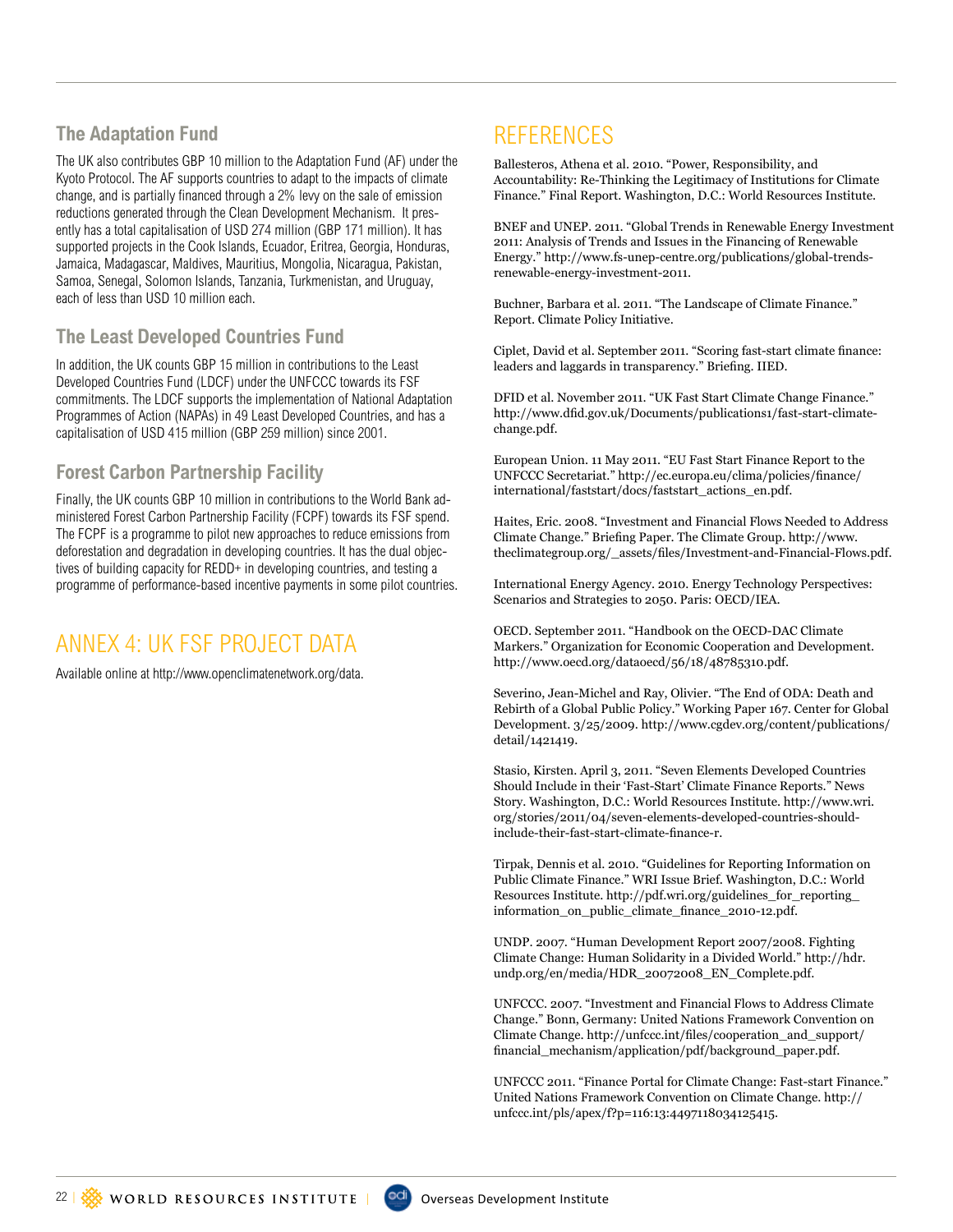### The Adaptation Fund

The UK also contributes GBP 10 million to the Adaptation Fund (AF) under the Kyoto Protocol. The AF supports countries to adapt to the impacts of climate change, and is partially financed through a 2% levy on the sale of emission reductions generated through the Clean Development Mechanism. It presently has a total capitalisation of USD 274 million (GBP 171 million). It has supported projects in the Cook Islands, Ecuador, Eritrea, Georgia, Honduras, Jamaica, Madagascar, Maldives, Mauritius, Mongolia, Nicaragua, Pakistan, Samoa, Senegal, Solomon Islands, Tanzania, Turkmenistan, and Uruguay, each of less than USD 10 million each.

### The Least Developed Countries Fund

In addition, the UK counts GBP 15 million in contributions to the Least Developed Countries Fund (LDCF) under the UNFCCC towards its FSF commitments. The LDCF supports the implementation of National Adaptation Programmes of Action (NAPAs) in 49 Least Developed Countries, and has a capitalisation of USD 415 million (GBP 259 million) since 2001.

### Forest Carbon Partnership Facility

Finally, the UK counts GBP 10 million in contributions to the World Bank administered Forest Carbon Partnership Facility (FCPF) towards its FSF spend. The FCPF is a programme to pilot new approaches to reduce emissions from deforestation and degradation in developing countries. It has the dual objectives of building capacity for REDD+ in developing countries, and testing a programme of performance-based incentive payments in some pilot countries.

## ANNEX 4: UK FSF PROJECT DATA

Available online at http://www.openclimatenetwork.org/data.

## REFERENCES

Ballesteros, Athena et al. 2010. "Power, Responsibility, and Accountability: Re-Thinking the Legitimacy of Institutions for Climate Finance." Final Report. Washington, D.C.: World Resources Institute.

BNEF and UNEP. 2011. "Global Trends in Renewable Energy Investment 2011: Analysis of Trends and Issues in the Financing of Renewable Energy." http://www.fs-unep-centre.org/publications/global-trends-renewable-energy-investment-2011.

Buchner, Barbara et al. 2011. "The Landscape of Climate Finance." Report. Climate Policy Initiative.

Ciplet, David et al. September 2011. "Scoring fast-start climate finance: leaders and laggards in transparency." Briefing. IIED.

DFID et al. November 2011. "UK Fast Start Climate Change Finance." http://www.dfid.gov.uk/Documents/publications1/fast-start-climate-change.pdf.

European Union. 11 May 2011. "EU Fast Start Finance Report to the UNFCCC Secretariat." http://ec.europa.eu/clima/policies/finance/international/faststart/docs/faststart_actions_en.pdf.

Haites, Eric. 2008. "Investment and Financial Flows Needed to Address Climate Change." Briefing Paper. The Climate Group. http://www.theclimategroup.org/_assets/files/Investment-and-Financial-Flows.pdf.

International Energy Agency. 2010. Energy Technology Perspectives: Scenarios and Strategies to 2050. Paris: OECD/IEA.

OECD. September 2011. "Handbook on the OECD-DAC Climate Markers." Organization for Economic Cooperation and Development. http://www.oecd.org/dataoecd/56/18/48785310.pdf.

Severino, Jean-Michel and Ray, Olivier. "The End of ODA: Death and Rebirth of a Global Public Policy." Working Paper 167. Center for Global Development. 3/25/2009. http://www.cgdev.org/content/publications/detail/1421419.

Stasio, Kirsten. April 3, 2011. "Seven Elements Developed Countries Should Include in their 'Fast-Start' Climate Finance Reports." News Story. Washington, D.C.: World Resources Institute. http://www.wri.org/stories/2011/04/seven-elements-developed-countries-should-include-their-fast-start-climate-finance-r.

Tirpak, Dennis et al. 2010. "Guidelines for Reporting Information on Public Climate Finance." WRI Issue Brief. Washington, D.C.: World Resources Institute. http://pdf.wri.org/guidelines_for_reporting_information_on_public_climate_finance_2010-12.pdf.

UNDP. 2007. "Human Development Report 2007/2008. Fighting Climate Change: Human Solidarity in a Divided World." http://hdr.undp.org/en/media/HDR_20072008_EN_Complete.pdf.

UNFCCC. 2007. "Investment and Financial Flows to Address Climate Change." Bonn, Germany: United Nations Framework Convention on Climate Change. http://unfccc.int/files/cooperation_and_support/financial_mechanism/application/pdf/background_paper.pdf.

UNFCCC 2011. "Finance Portal for Climate Change: Fast-start Finance." United Nations Framework Convention on Climate Change. http://unfccc.int/pls/apex/f?p=116:13:4497118034125415.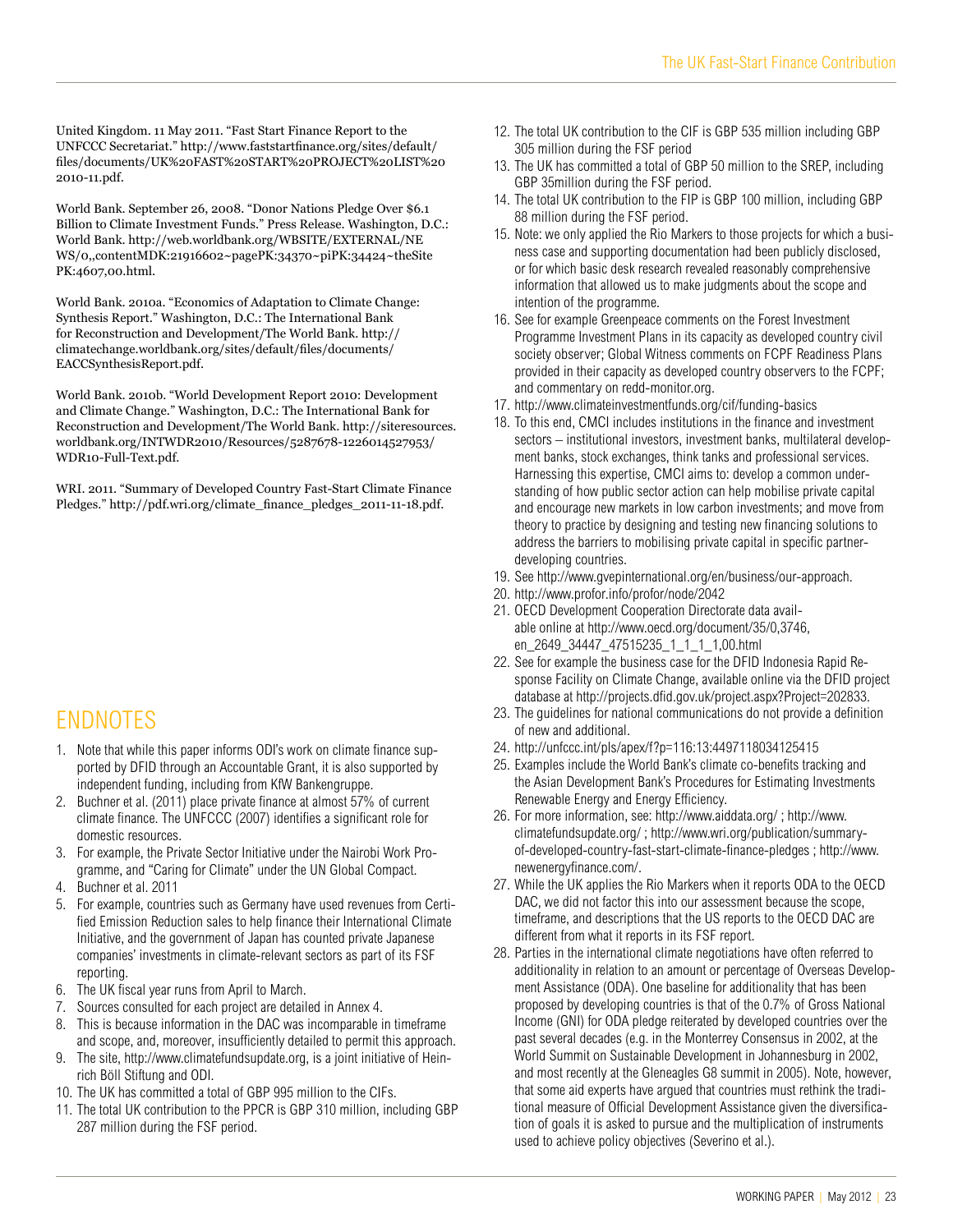United Kingdom. 11 May 2011. "Fast Start Finance Report to the UNFCCC Secretariat." http://www.faststartfinance.org/sites/default/files/documents/UK%20FAST%20START%20PROJECT%20LIST%20 2010-11.pdf.

World Bank. September 26, 2008. "Donor Nations Pledge Over $6.1 Billion to Climate Investment Funds." Press Release. Washington, D.C.: World Bank. http://web.worldbank.org/WBSITE/EXTERNAL/NEWS/0,,contentMDK:21916602~pagePK:34370~piPK:34424~theSitePK:4607,00.html.

World Bank. 2010a. "Economics of Adaptation to Climate Change: Synthesis Report." Washington, D.C.: The International Bank for Reconstruction and Development/The World Bank. http://climatechange.worldbank.org/sites/default/files/documents/EACCSynthesisReport.pdf.

World Bank. 2010b. "World Development Report 2010: Development and Climate Change." Washington, D.C.: The International Bank for Reconstruction and Development/The World Bank. http://siteresources.worldbank.org/INTWDR2010/Resources/5287678-1226014527953/WDR10-Full-Text.pdf.

WRI. 2011. "Summary of Developed Country Fast-Start Climate Finance Pledges." http://pdf.wri.org/climate_finance_pledges_2011-11-18.pdf.

## ENDNOTES

1. Note that while this paper informs ODI's work on climate finance supported by DFID through an Accountable Grant, it is also supported by independent funding, including from KfW Bankengruppe.
2. Buchner et al. (2011) place private finance at almost 57% of current climate finance. The UNFCCC (2007) identifies a significant role for domestic resources.
3. For example, the Private Sector Initiative under the Nairobi Work Programme, and "Caring for Climate" under the UN Global Compact.
4. Buchner et al. 2011
5. For example, countries such as Germany have used revenues from Certified Emission Reduction sales to help finance their International Climate Initiative, and the government of Japan has counted private Japanese companies' investments in climate-relevant sectors as part of its FSF reporting.
6. The UK fiscal year runs from April to March.
7. Sources consulted for each project are detailed in Annex 4.
8. This is because information in the DAC was incomparable in timeframe and scope, and, moreover, insufficiently detailed to permit this approach.
9. The site, http://www.climatefundsupdate.org, is a joint initiative of Heinrich Böll Stiftung and ODI.
10. The UK has committed a total of GBP 995 million to the CIFs.
11. The total UK contribution to the PPCR is GBP 310 million, including GBP 287 million during the FSF period.
12. The total UK contribution to the CIF is GBP 535 million including GBP 305 million during the FSF period
13. The UK has committed a total of GBP 50 million to the SREP, including GBP 35million during the FSF period.
14. The total UK contribution to the FIP is GBP 100 million, including GBP 88 million during the FSF period.
15. Note: we only applied the Rio Markers to those projects for which a business case and supporting documentation had been publicly disclosed, or for which basic desk research revealed reasonably comprehensive information that allowed us to make judgments about the scope and intention of the programme.
16. See for example Greenpeace comments on the Forest Investment Programme Investment Plans in its capacity as developed country civil society observer; Global Witness comments on FCPF Readiness Plans provided in their capacity as developed country observers to the FCPF; and commentary on redd-monitor.org.
17. http://www.climateinvestmentfunds.org/cif/funding-basics
18. To this end, CMCI includes institutions in the finance and investment sectors – institutional investors, investment banks, multilateral development banks, stock exchanges, think tanks and professional services. Harnessing this expertise, CMCI aims to: develop a common understanding of how public sector action can help mobilise private capital and encourage new markets in low carbon investments; and move from theory to practice by designing and testing new financing solutions to address the barriers to mobilising private capital in specific partner-developing countries.
19. See http://www.gvepinternational.org/en/business/our-approach.
20. http://www.profor.info/profor/node/2042
21. OECD Development Cooperation Directorate data available online at http://www.oecd.org/document/35/0,3746,en_2649_34447_47515235_1_1_1_1,00.html
22. See for example the business case for the DFID Indonesia Rapid Response Facility on Climate Change, available online via the DFID project database at http://projects.dfid.gov.uk/project.aspx?Project=202833.
23. The guidelines for national communications do not provide a definition of new and additional.
24. http://unfccc.int/pls/apex/f?p=116:13:4497118034125415
25. Examples include the World Bank's climate co-benefits tracking and the Asian Development Bank's Procedures for Estimating Investments Renewable Energy and Energy Efficiency.
26. For more information, see: http://www.aiddata.org/ ; http://www.climatefundsupdate.org/ ; http://www.wri.org/publication/summary-of-developed-country-fast-start-climate-finance-pledges ; http://www.newenergyfinance.com/.
27. While the UK applies the Rio Markers when it reports ODA to the OECD DAC, we did not factor this into our assessment because the scope, timeframe, and descriptions that the US reports to the OECD DAC are different from what it reports in its FSF report.
28. Parties in the international climate negotiations have often referred to additionality in relation to an amount or percentage of Overseas Development Assistance (ODA). One baseline for additionality that has been proposed by developing countries is that of the 0.7% of Gross National Income (GNI) for ODA pledge reiterated by developed countries over the past several decades (e.g. in the Monterrey Consensus in 2002, at the World Summit on Sustainable Development in Johannesburg in 2002, and most recently at the Gleneagles G8 summit in 2005). Note, however, that some aid experts have argued that countries must rethink the traditional measure of Official Development Assistance given the diversification of goals it is asked to pursue and the multiplication of instruments used to achieve policy objectives (Severino et al.).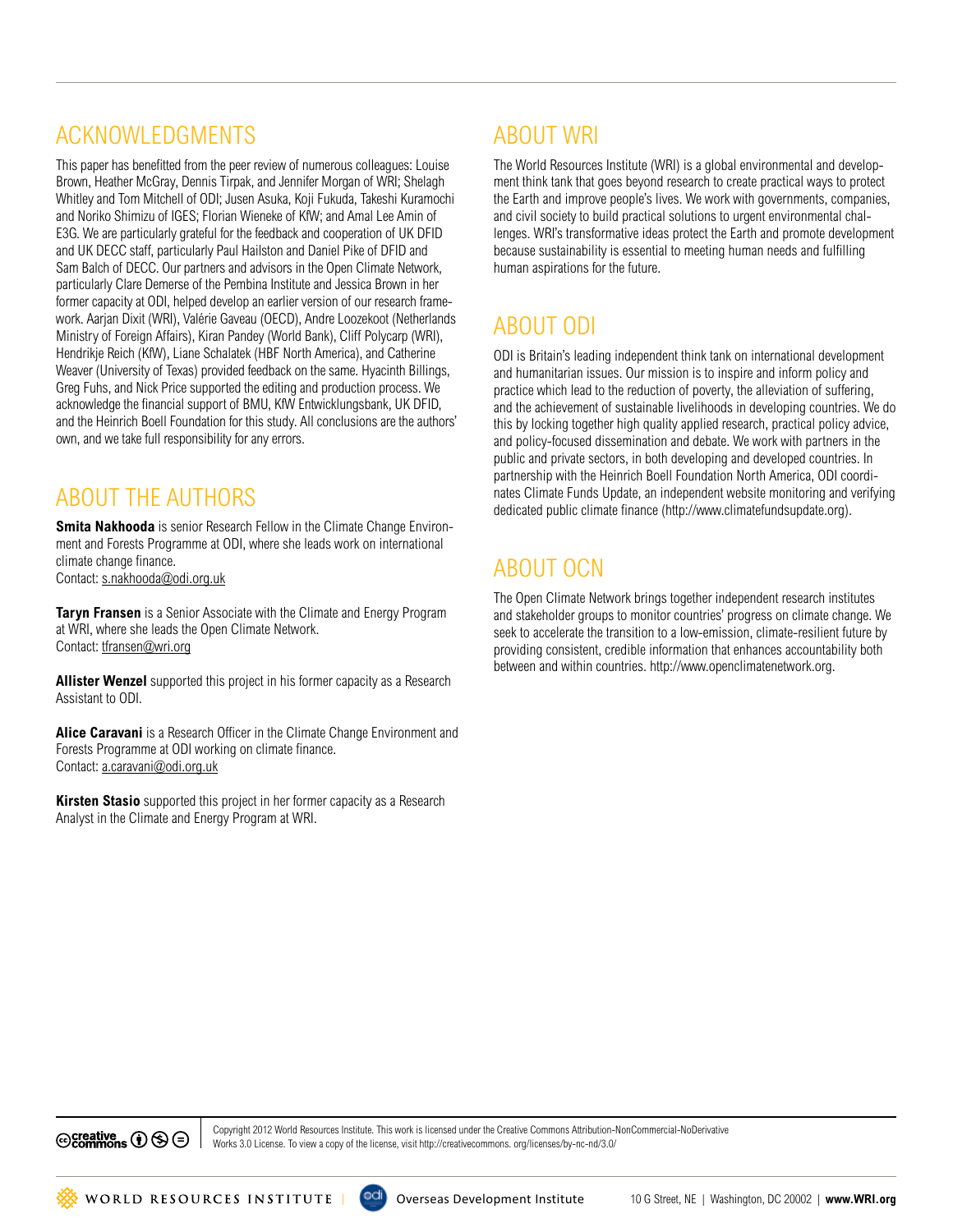## ACKNOWLEDGMENTS

This paper has benefitted from the peer review of numerous colleagues: Louise Brown, Heather McGray, Dennis Tirpak, and Jennifer Morgan of WRI; Shelagh Whitley and Tom Mitchell of ODI; Jusen Asuka, Koji Fukuda, Takeshi Kuramochi and Noriko Shimizu of IGES; Florian Wieneke of KfW; and Amal Lee Amin of E3G. We are particularly grateful for the feedback and cooperation of UK DFID and UK DECC staff, particularly Paul Hailston and Daniel Pike of DFID and Sam Balch of DECC. Our partners and advisors in the Open Climate Network, particularly Clare Demerse of the Pembina Institute and Jessica Brown in her former capacity at ODI, helped develop an earlier version of our research framework. Aarjan Dixit (WRI), Valérie Gaveau (OECD), Andre Loozekoot (Netherlands Ministry of Foreign Affairs), Kiran Pandey (World Bank), Cliff Polycarp (WRI), Hendrikje Reich (KfW), Liane Schalatek (HBF North America), and Catherine Weaver (University of Texas) provided feedback on the same. Hyacinth Billings, Greg Fuhs, and Nick Price supported the editing and production process. We acknowledge the financial support of BMU, KfW Entwicklungsbank, UK DFID, and the Heinrich Boell Foundation for this study. All conclusions are the authors' own, and we take full responsibility for any errors.

## ABOUT THE AUTHORS

**Smita Nakhooda** is senior Research Fellow in the Climate Change Environment and Forests Programme at ODI, where she leads work on international climate change finance.
Contact: s.nakhooda@odi.org.uk

**Taryn Fransen** is a Senior Associate with the Climate and Energy Program at WRI, where she leads the Open Climate Network.
Contact: tfransen@wri.org

**Allister Wenzel** supported this project in his former capacity as a Research Assistant to ODI.

**Alice Caravani** is a Research Officer in the Climate Change Environment and Forests Programme at ODI working on climate finance.
Contact: a.caravani@odi.org.uk

**Kirsten Stasio** supported this project in her former capacity as a Research Analyst in the Climate and Energy Program at WRI.

## ABOUT WRI

The World Resources Institute (WRI) is a global environmental and development think tank that goes beyond research to create practical ways to protect the Earth and improve people's lives. We work with governments, companies, and civil society to build practical solutions to urgent environmental challenges. WRI's transformative ideas protect the Earth and promote development because sustainability is essential to meeting human needs and fulfilling human aspirations for the future.

## ABOUT ODI

ODI is Britain's leading independent think tank on international development and humanitarian issues. Our mission is to inspire and inform policy and practice which lead to the reduction of poverty, the alleviation of suffering, and the achievement of sustainable livelihoods in developing countries. We do this by locking together high quality applied research, practical policy advice, and policy-focused dissemination and debate. We work with partners in the public and private sectors, in both developing and developed countries. In partnership with the Heinrich Boell Foundation North America, ODI coordinates Climate Funds Update, an independent website monitoring and verifying dedicated public climate finance (http://www.climatefundsupdate.org).

## ABOUT OCN

The Open Climate Network brings together independent research institutes and stakeholder groups to monitor countries' progress on climate change. We seek to accelerate the transition to a low-emission, climate-resilient future by providing consistent, credible information that enhances accountability both between and within countries. http://www.openclimatenetwork.org.

Copyright 2012 World Resources Institute. This work is licensed under the Creative Commons Attribution-NonCommercial-NoDerivative Works 3.0 License. To view a copy of the license, visit http://creativecommons. org/licenses/by-nc-nd/3.0/

WORLD RESOURCES INSTITUTE | Overseas Development Institute

10 G Street, NE | Washington, DC 20002 | **www.WRI.org**